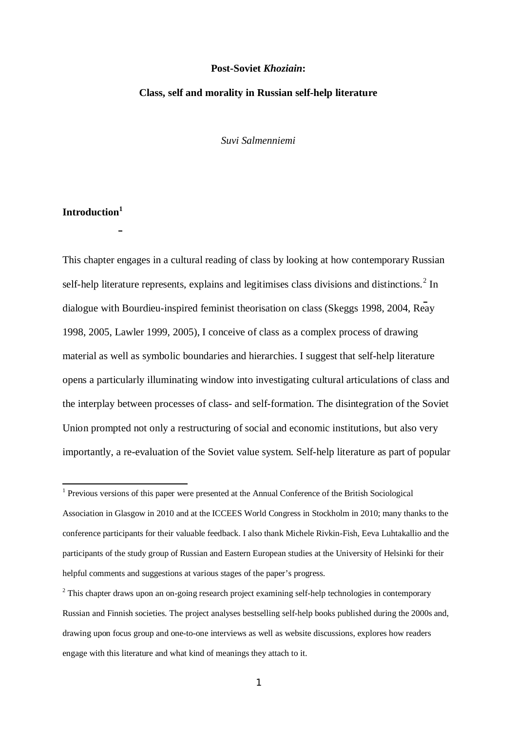# Post-Soviet *Khoziain*:

## Class, self and morality in Russian self-help literature

*Suvi Salmenniemi*

### Introduction[1]

This chapter engages in a cultural reading of class by looking at how contemporary Russian self-help literature represents, explains and legitimises class divisions and distinctions.[2] In dialogue with Bourdieu-inspired feminist theorisation on class (Skeggs 1998, 2004, Reay 1998, 2005, Lawler 1999, 2005), I conceive of class as a complex process of drawing material as well as symbolic boundaries and hierarchies. I suggest that self-help literature opens a particularly illuminating window into investigating cultural articulations of class and the interplay between processes of class- and self-formation. The disintegration of the Soviet Union prompted not only a restructuring of social and economic institutions, but also very importantly, a re-evaluation of the Soviet value system. Self-help literature as part of popular

---

[1] Previous versions of this paper were presented at the Annual Conference of the British Sociological Association in Glasgow in 2010 and at the ICCEES World Congress in Stockholm in 2010; many thanks to the conference participants for their valuable feedback. I also thank Michele Rivkin-Fish, Eeva Luhtakallio and the participants of the study group of Russian and Eastern European studies at the University of Helsinki for their helpful comments and suggestions at various stages of the paper's progress.

[2] This chapter draws upon an on-going research project examining self-help technologies in contemporary Russian and Finnish societies. The project analyses bestselling self-help books published during the 2000s and, drawing upon focus group and one-to-one interviews as well as website discussions, explores how readers engage with this literature and what kind of meanings they attach to it.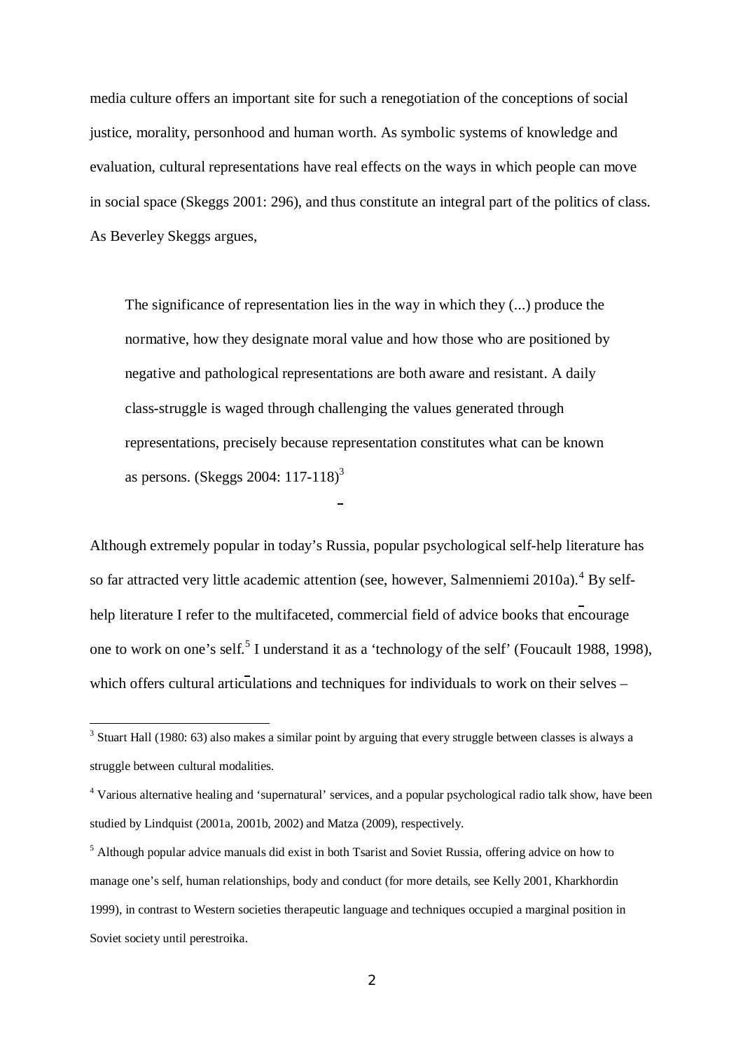media culture offers an important site for such a renegotiation of the conceptions of social justice, morality, personhood and human worth. As symbolic systems of knowledge and evaluation, cultural representations have real effects on the ways in which people can move in social space (Skeggs 2001: 296), and thus constitute an integral part of the politics of class. As Beverley Skeggs argues,

> The significance of representation lies in the way in which they (...) produce the normative, how they designate moral value and how those who are positioned by negative and pathological representations are both aware and resistant. A daily class-struggle is waged through challenging the values generated through representations, precisely because representation constitutes what can be known as persons. (Skeggs 2004: 117-118)[3]

Although extremely popular in today's Russia, popular psychological self-help literature has so far attracted very little academic attention (see, however, Salmenniemi 2010a).[4] By self-help literature I refer to the multifaceted, commercial field of advice books that encourage one to work on one's self.[5] I understand it as a 'technology of the self' (Foucault 1988, 1998), which offers cultural articulations and techniques for individuals to work on their selves –

[3] Stuart Hall (1980: 63) also makes a similar point by arguing that every struggle between classes is always a struggle between cultural modalities.

[4] Various alternative healing and 'supernatural' services, and a popular psychological radio talk show, have been studied by Lindquist (2001a, 2001b, 2002) and Matza (2009), respectively.

[5] Although popular advice manuals did exist in both Tsarist and Soviet Russia, offering advice on how to manage one's self, human relationships, body and conduct (for more details, see Kelly 2001, Kharkhordin 1999), in contrast to Western societies therapeutic language and techniques occupied a marginal position in Soviet society until perestroika.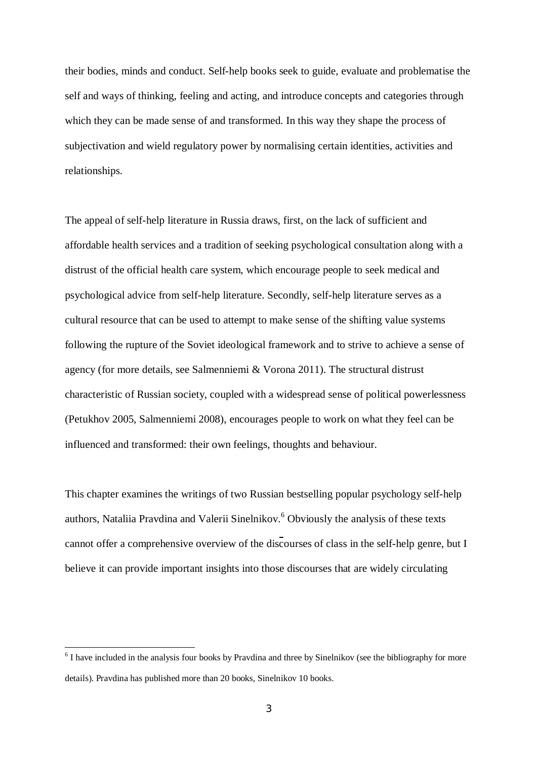their bodies, minds and conduct. Self-help books seek to guide, evaluate and problematise the self and ways of thinking, feeling and acting, and introduce concepts and categories through which they can be made sense of and transformed. In this way they shape the process of subjectivation and wield regulatory power by normalising certain identities, activities and relationships.

The appeal of self-help literature in Russia draws, first, on the lack of sufficient and affordable health services and a tradition of seeking psychological consultation along with a distrust of the official health care system, which encourage people to seek medical and psychological advice from self-help literature. Secondly, self-help literature serves as a cultural resource that can be used to attempt to make sense of the shifting value systems following the rupture of the Soviet ideological framework and to strive to achieve a sense of agency (for more details, see Salmenniemi & Vorona 2011). The structural distrust characteristic of Russian society, coupled with a widespread sense of political powerlessness (Petukhov 2005, Salmenniemi 2008), encourages people to work on what they feel can be influenced and transformed: their own feelings, thoughts and behaviour.

This chapter examines the writings of two Russian bestselling popular psychology self-help authors, Nataliia Pravdina and Valerii Sinelnikov.[6] Obviously the analysis of these texts cannot offer a comprehensive overview of the discourses of class in the self-help genre, but I believe it can provide important insights into those discourses that are widely circulating

[6] I have included in the analysis four books by Pravdina and three by Sinelnikov (see the bibliography for more details). Pravdina has published more than 20 books, Sinelnikov 10 books.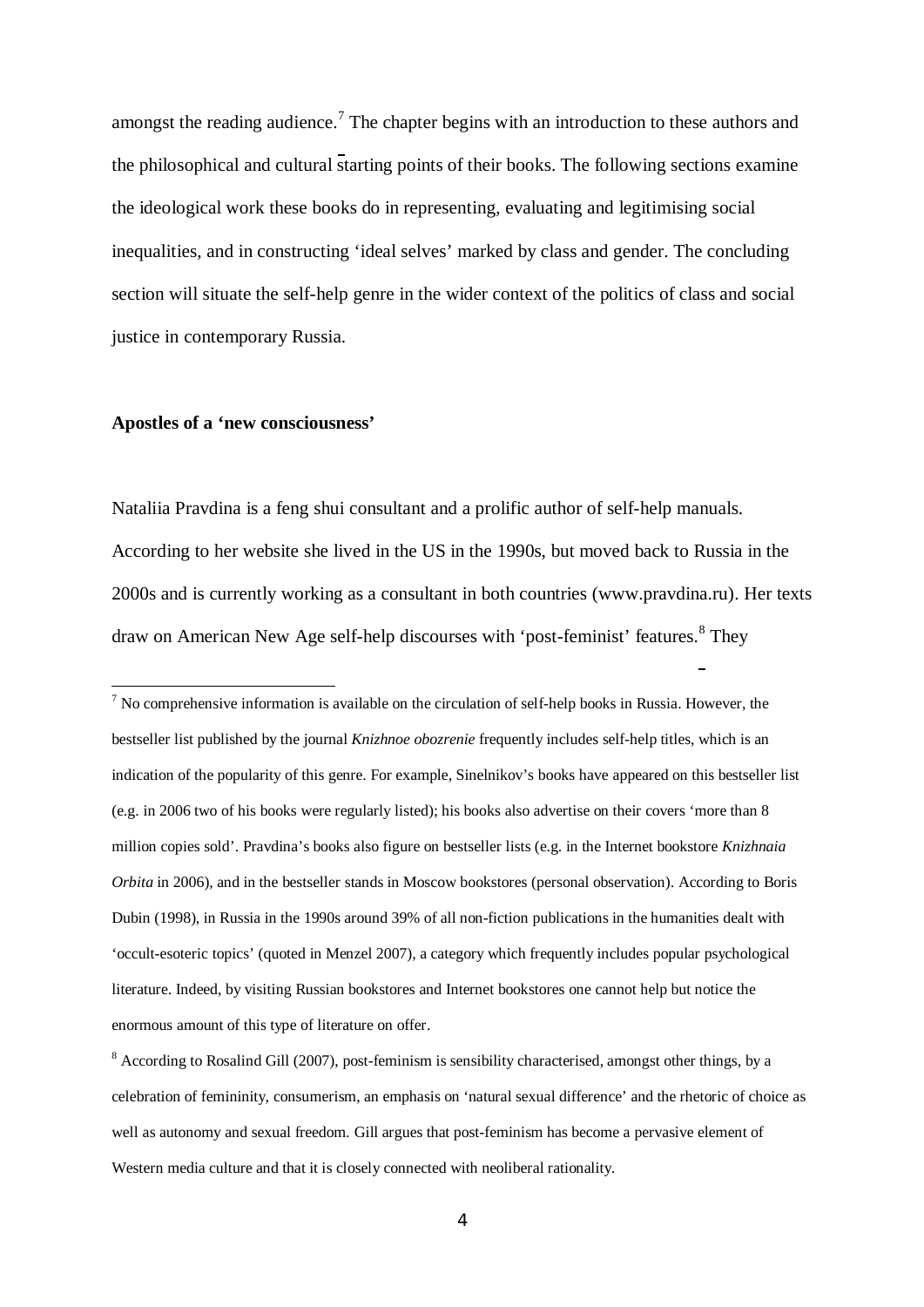amongst the reading audience.[7] The chapter begins with an introduction to these authors and the philosophical and cultural starting points of their books. The following sections examine the ideological work these books do in representing, evaluating and legitimising social inequalities, and in constructing 'ideal selves' marked by class and gender. The concluding section will situate the self-help genre in the wider context of the politics of class and social justice in contemporary Russia.

**Apostles of a 'new consciousness'**

Nataliia Pravdina is a feng shui consultant and a prolific author of self-help manuals. According to her website she lived in the US in the 1990s, but moved back to Russia in the 2000s and is currently working as a consultant in both countries (www.pravdina.ru). Her texts draw on American New Age self-help discourses with 'post-feminist' features.[8] They

---

[7] No comprehensive information is available on the circulation of self-help books in Russia. However, the bestseller list published by the journal *Knizhnoe obozrenie* frequently includes self-help titles, which is an indication of the popularity of this genre. For example, Sinelnikov's books have appeared on this bestseller list (e.g. in 2006 two of his books were regularly listed); his books also advertise on their covers 'more than 8 million copies sold'. Pravdina's books also figure on bestseller lists (e.g. in the Internet bookstore *Knizhnaia Orbita* in 2006), and in the bestseller stands in Moscow bookstores (personal observation). According to Boris Dubin (1998), in Russia in the 1990s around 39% of all non-fiction publications in the humanities dealt with 'occult-esoteric topics' (quoted in Menzel 2007), a category which frequently includes popular psychological literature. Indeed, by visiting Russian bookstores and Internet bookstores one cannot help but notice the enormous amount of this type of literature on offer.

[8] According to Rosalind Gill (2007), post-feminism is sensibility characterised, amongst other things, by a celebration of femininity, consumerism, an emphasis on 'natural sexual difference' and the rhetoric of choice as well as autonomy and sexual freedom. Gill argues that post-feminism has become a pervasive element of Western media culture and that it is closely connected with neoliberal rationality.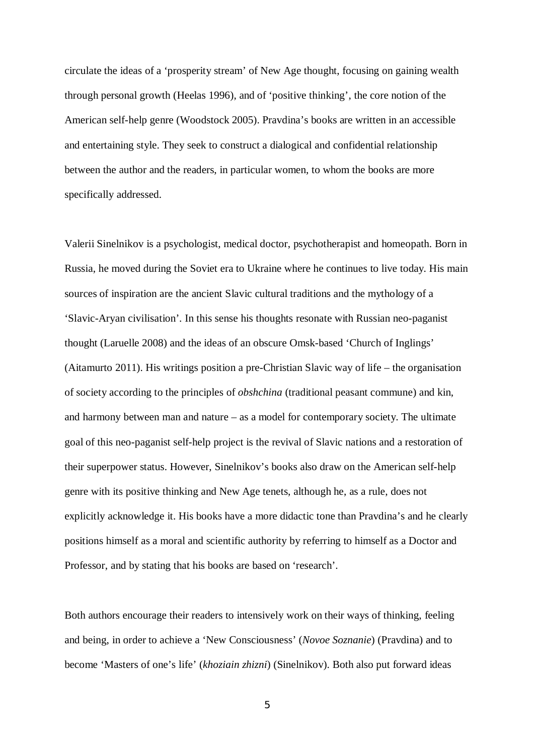circulate the ideas of a 'prosperity stream' of New Age thought, focusing on gaining wealth through personal growth (Heelas 1996), and of 'positive thinking', the core notion of the American self-help genre (Woodstock 2005). Pravdina's books are written in an accessible and entertaining style. They seek to construct a dialogical and confidential relationship between the author and the readers, in particular women, to whom the books are more specifically addressed.

Valerii Sinelnikov is a psychologist, medical doctor, psychotherapist and homeopath. Born in Russia, he moved during the Soviet era to Ukraine where he continues to live today. His main sources of inspiration are the ancient Slavic cultural traditions and the mythology of a 'Slavic-Aryan civilisation'. In this sense his thoughts resonate with Russian neo-paganist thought (Laruelle 2008) and the ideas of an obscure Omsk-based 'Church of Inglings' (Aitamurto 2011). His writings position a pre-Christian Slavic way of life – the organisation of society according to the principles of *obshchina* (traditional peasant commune) and kin, and harmony between man and nature – as a model for contemporary society. The ultimate goal of this neo-paganist self-help project is the revival of Slavic nations and a restoration of their superpower status. However, Sinelnikov's books also draw on the American self-help genre with its positive thinking and New Age tenets, although he, as a rule, does not explicitly acknowledge it. His books have a more didactic tone than Pravdina's and he clearly positions himself as a moral and scientific authority by referring to himself as a Doctor and Professor, and by stating that his books are based on 'research'.

Both authors encourage their readers to intensively work on their ways of thinking, feeling and being, in order to achieve a 'New Consciousness' (*Novoe Soznanie*) (Pravdina) and to become 'Masters of one's life' (*khoziain zhizni*) (Sinelnikov). Both also put forward ideas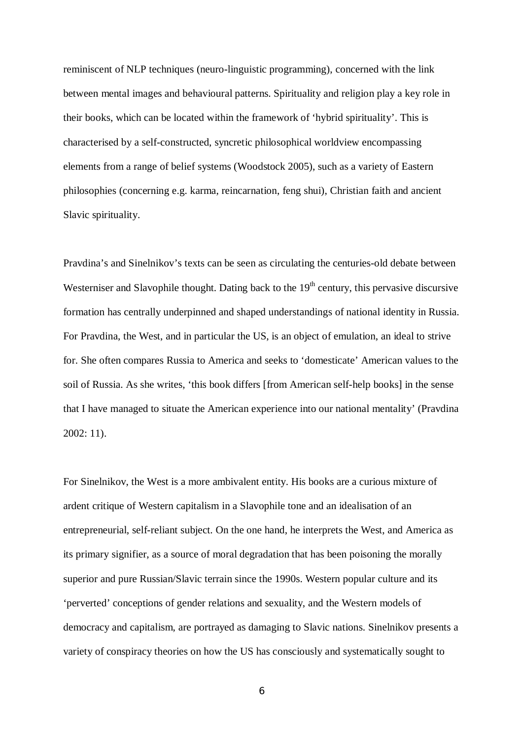reminiscent of NLP techniques (neuro-linguistic programming), concerned with the link between mental images and behavioural patterns. Spirituality and religion play a key role in their books, which can be located within the framework of 'hybrid spirituality'. This is characterised by a self-constructed, syncretic philosophical worldview encompassing elements from a range of belief systems (Woodstock 2005), such as a variety of Eastern philosophies (concerning e.g. karma, reincarnation, feng shui), Christian faith and ancient Slavic spirituality.

Pravdina's and Sinelnikov's texts can be seen as circulating the centuries-old debate between Westerniser and Slavophile thought. Dating back to the 19th century, this pervasive discursive formation has centrally underpinned and shaped understandings of national identity in Russia. For Pravdina, the West, and in particular the US, is an object of emulation, an ideal to strive for. She often compares Russia to America and seeks to 'domesticate' American values to the soil of Russia. As she writes, 'this book differs [from American self-help books] in the sense that I have managed to situate the American experience into our national mentality' (Pravdina 2002: 11).

For Sinelnikov, the West is a more ambivalent entity. His books are a curious mixture of ardent critique of Western capitalism in a Slavophile tone and an idealisation of an entrepreneurial, self-reliant subject. On the one hand, he interprets the West, and America as its primary signifier, as a source of moral degradation that has been poisoning the morally superior and pure Russian/Slavic terrain since the 1990s. Western popular culture and its 'perverted' conceptions of gender relations and sexuality, and the Western models of democracy and capitalism, are portrayed as damaging to Slavic nations. Sinelnikov presents a variety of conspiracy theories on how the US has consciously and systematically sought to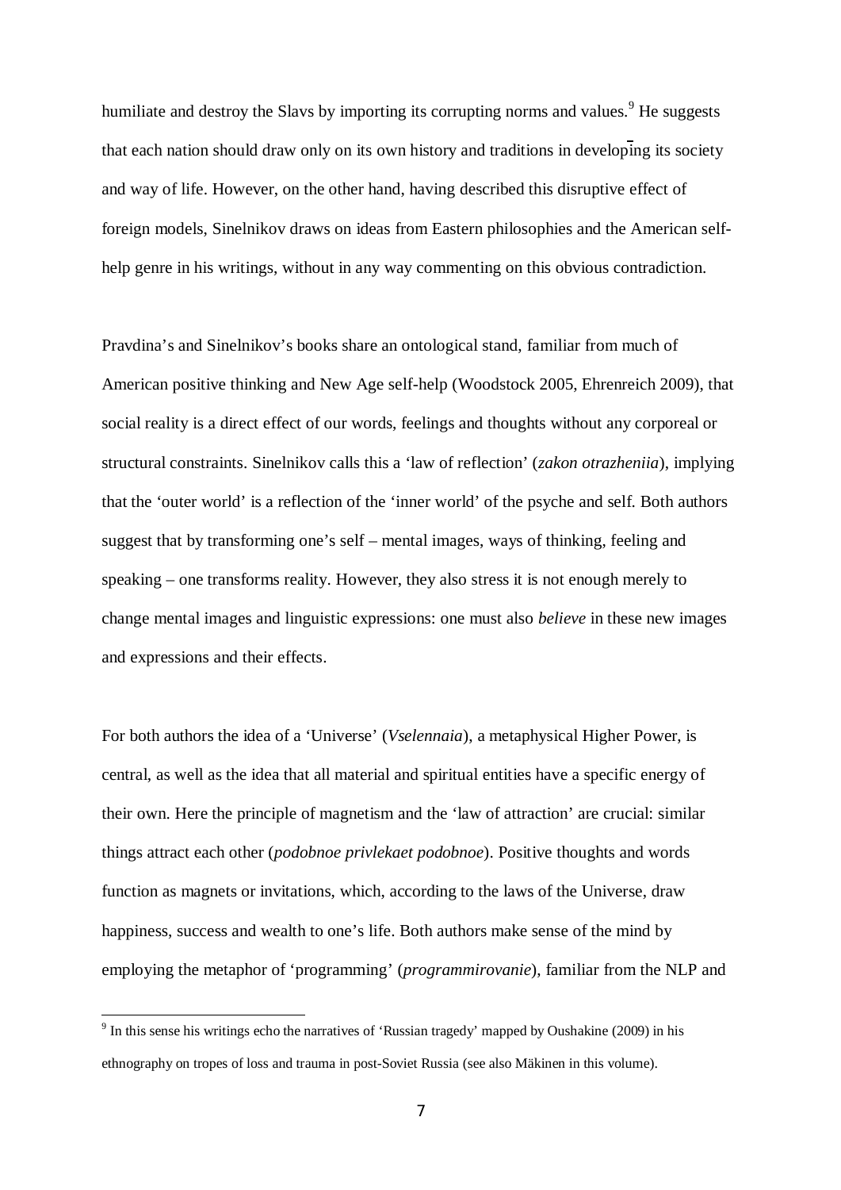humiliate and destroy the Slavs by importing its corrupting norms and values.[9] He suggests that each nation should draw only on its own history and traditions in developing its society and way of life. However, on the other hand, having described this disruptive effect of foreign models, Sinelnikov draws on ideas from Eastern philosophies and the American self-help genre in his writings, without in any way commenting on this obvious contradiction.

Pravdina's and Sinelnikov's books share an ontological stand, familiar from much of American positive thinking and New Age self-help (Woodstock 2005, Ehrenreich 2009), that social reality is a direct effect of our words, feelings and thoughts without any corporeal or structural constraints. Sinelnikov calls this a 'law of reflection' (*zakon otrazheniia*), implying that the 'outer world' is a reflection of the 'inner world' of the psyche and self. Both authors suggest that by transforming one's self – mental images, ways of thinking, feeling and speaking – one transforms reality. However, they also stress it is not enough merely to change mental images and linguistic expressions: one must also *believe* in these new images and expressions and their effects.

For both authors the idea of a 'Universe' (*Vselennaia*), a metaphysical Higher Power, is central, as well as the idea that all material and spiritual entities have a specific energy of their own. Here the principle of magnetism and the 'law of attraction' are crucial: similar things attract each other (*podobnoe privlekaet podobnoe*). Positive thoughts and words function as magnets or invitations, which, according to the laws of the Universe, draw happiness, success and wealth to one's life. Both authors make sense of the mind by employing the metaphor of 'programming' (*programmirovanie*), familiar from the NLP and

[9] In this sense his writings echo the narratives of 'Russian tragedy' mapped by Oushakine (2009) in his ethnography on tropes of loss and trauma in post-Soviet Russia (see also Mäkinen in this volume).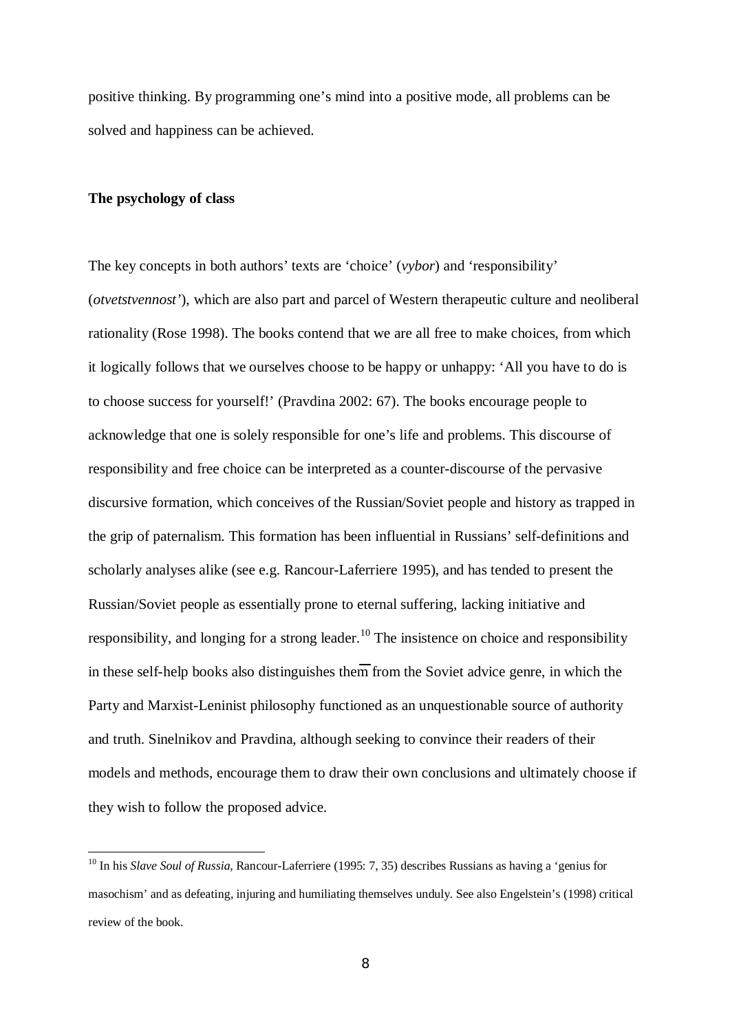positive thinking. By programming one's mind into a positive mode, all problems can be solved and happiness can be achieved.

**The psychology of class**

The key concepts in both authors' texts are 'choice' (*vybor*) and 'responsibility' (*otvetstvennost'*), which are also part and parcel of Western therapeutic culture and neoliberal rationality (Rose 1998). The books contend that we are all free to make choices, from which it logically follows that we ourselves choose to be happy or unhappy: 'All you have to do is to choose success for yourself!' (Pravdina 2002: 67). The books encourage people to acknowledge that one is solely responsible for one's life and problems. This discourse of responsibility and free choice can be interpreted as a counter-discourse of the pervasive discursive formation, which conceives of the Russian/Soviet people and history as trapped in the grip of paternalism. This formation has been influential in Russians' self-definitions and scholarly analyses alike (see e.g. Rancour-Laferriere 1995), and has tended to present the Russian/Soviet people as essentially prone to eternal suffering, lacking initiative and responsibility, and longing for a strong leader.[10] The insistence on choice and responsibility in these self-help books also distinguishes them from the Soviet advice genre, in which the Party and Marxist-Leninist philosophy functioned as an unquestionable source of authority and truth. Sinelnikov and Pravdina, although seeking to convince their readers of their models and methods, encourage them to draw their own conclusions and ultimately choose if they wish to follow the proposed advice.

[10] In his *Slave Soul of Russia*, Rancour-Laferriere (1995: 7, 35) describes Russians as having a 'genius for masochism' and as defeating, injuring and humiliating themselves unduly. See also Engelstein's (1998) critical review of the book.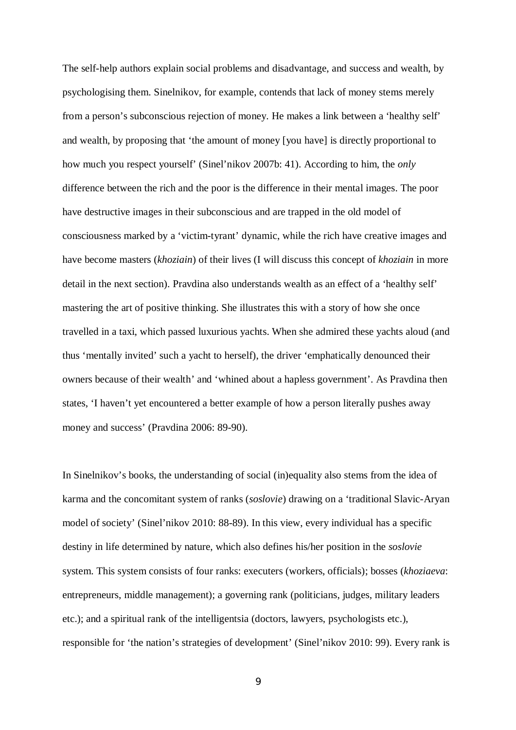The self-help authors explain social problems and disadvantage, and success and wealth, by psychologising them. Sinelnikov, for example, contends that lack of money stems merely from a person's subconscious rejection of money. He makes a link between a 'healthy self' and wealth, by proposing that 'the amount of money [you have] is directly proportional to how much you respect yourself' (Sinel'nikov 2007b: 41). According to him, the *only* difference between the rich and the poor is the difference in their mental images. The poor have destructive images in their subconscious and are trapped in the old model of consciousness marked by a 'victim-tyrant' dynamic, while the rich have creative images and have become masters (*khoziain*) of their lives (I will discuss this concept of *khoziain* in more detail in the next section). Pravdina also understands wealth as an effect of a 'healthy self' mastering the art of positive thinking. She illustrates this with a story of how she once travelled in a taxi, which passed luxurious yachts. When she admired these yachts aloud (and thus 'mentally invited' such a yacht to herself), the driver 'emphatically denounced their owners because of their wealth' and 'whined about a hapless government'. As Pravdina then states, 'I haven't yet encountered a better example of how a person literally pushes away money and success' (Pravdina 2006: 89-90).

In Sinelnikov's books, the understanding of social (in)equality also stems from the idea of karma and the concomitant system of ranks (*soslovie*) drawing on a 'traditional Slavic-Aryan model of society' (Sinel'nikov 2010: 88-89). In this view, every individual has a specific destiny in life determined by nature, which also defines his/her position in the *soslovie* system. This system consists of four ranks: executers (workers, officials); bosses (*khoziaeva*: entrepreneurs, middle management); a governing rank (politicians, judges, military leaders etc.); and a spiritual rank of the intelligentsia (doctors, lawyers, psychologists etc.), responsible for 'the nation's strategies of development' (Sinel'nikov 2010: 99). Every rank is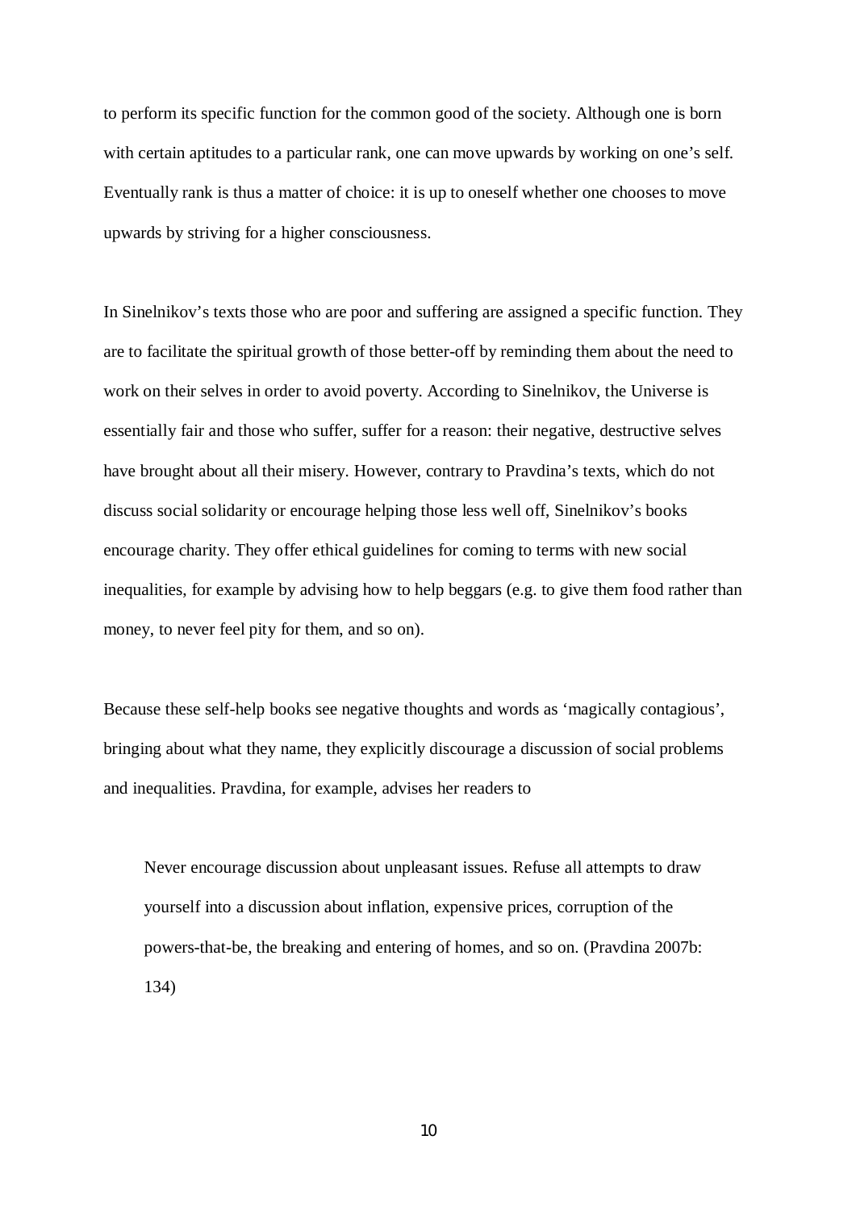to perform its specific function for the common good of the society. Although one is born with certain aptitudes to a particular rank, one can move upwards by working on one's self. Eventually rank is thus a matter of choice: it is up to oneself whether one chooses to move upwards by striving for a higher consciousness.

In Sinelnikov's texts those who are poor and suffering are assigned a specific function. They are to facilitate the spiritual growth of those better-off by reminding them about the need to work on their selves in order to avoid poverty. According to Sinelnikov, the Universe is essentially fair and those who suffer, suffer for a reason: their negative, destructive selves have brought about all their misery. However, contrary to Pravdina's texts, which do not discuss social solidarity or encourage helping those less well off, Sinelnikov's books encourage charity. They offer ethical guidelines for coming to terms with new social inequalities, for example by advising how to help beggars (e.g. to give them food rather than money, to never feel pity for them, and so on).

Because these self-help books see negative thoughts and words as 'magically contagious', bringing about what they name, they explicitly discourage a discussion of social problems and inequalities. Pravdina, for example, advises her readers to

> Never encourage discussion about unpleasant issues. Refuse all attempts to draw yourself into a discussion about inflation, expensive prices, corruption of the powers-that-be, the breaking and entering of homes, and so on. (Pravdina 2007b: 134)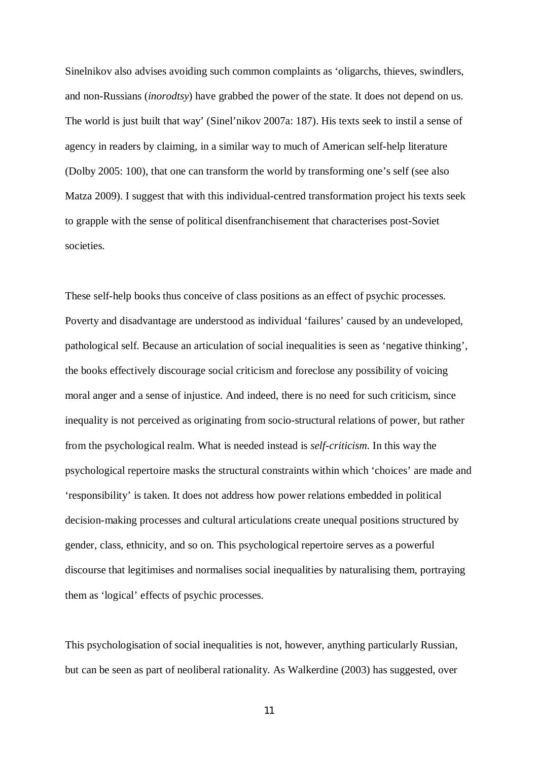Sinelnikov also advises avoiding such common complaints as 'oligarchs, thieves, swindlers, and non-Russians (*inorodtsy*) have grabbed the power of the state. It does not depend on us. The world is just built that way' (Sinel'nikov 2007a: 187). His texts seek to instil a sense of agency in readers by claiming, in a similar way to much of American self-help literature (Dolby 2005: 100), that one can transform the world by transforming one's self (see also Matza 2009). I suggest that with this individual-centred transformation project his texts seek to grapple with the sense of political disenfranchisement that characterises post-Soviet societies.

These self-help books thus conceive of class positions as an effect of psychic processes. Poverty and disadvantage are understood as individual 'failures' caused by an undeveloped, pathological self. Because an articulation of social inequalities is seen as 'negative thinking', the books effectively discourage social criticism and foreclose any possibility of voicing moral anger and a sense of injustice. And indeed, there is no need for such criticism, since inequality is not perceived as originating from socio-structural relations of power, but rather from the psychological realm. What is needed instead is *self-criticism*. In this way the psychological repertoire masks the structural constraints within which 'choices' are made and 'responsibility' is taken. It does not address how power relations embedded in political decision-making processes and cultural articulations create unequal positions structured by gender, class, ethnicity, and so on. This psychological repertoire serves as a powerful discourse that legitimises and normalises social inequalities by naturalising them, portraying them as 'logical' effects of psychic processes.

This psychologisation of social inequalities is not, however, anything particularly Russian, but can be seen as part of neoliberal rationality. As Walkerdine (2003) has suggested, over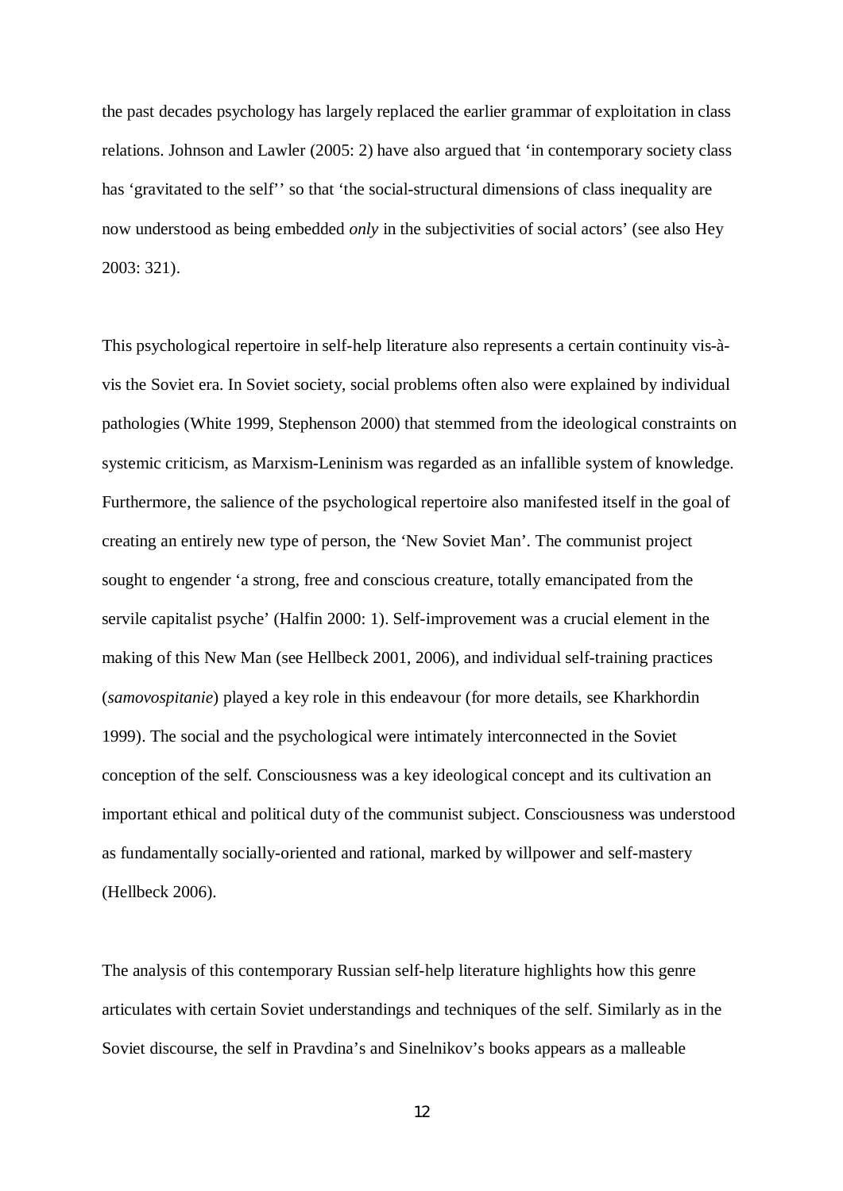the past decades psychology has largely replaced the earlier grammar of exploitation in class relations. Johnson and Lawler (2005: 2) have also argued that 'in contemporary society class has 'gravitated to the self'' so that 'the social-structural dimensions of class inequality are now understood as being embedded *only* in the subjectivities of social actors' (see also Hey 2003: 321).

This psychological repertoire in self-help literature also represents a certain continuity vis-à-vis the Soviet era. In Soviet society, social problems often also were explained by individual pathologies (White 1999, Stephenson 2000) that stemmed from the ideological constraints on systemic criticism, as Marxism-Leninism was regarded as an infallible system of knowledge. Furthermore, the salience of the psychological repertoire also manifested itself in the goal of creating an entirely new type of person, the 'New Soviet Man'. The communist project sought to engender 'a strong, free and conscious creature, totally emancipated from the servile capitalist psyche' (Halfin 2000: 1). Self-improvement was a crucial element in the making of this New Man (see Hellbeck 2001, 2006), and individual self-training practices (*samovospitanie*) played a key role in this endeavour (for more details, see Kharkhordin 1999). The social and the psychological were intimately interconnected in the Soviet conception of the self. Consciousness was a key ideological concept and its cultivation an important ethical and political duty of the communist subject. Consciousness was understood as fundamentally socially-oriented and rational, marked by willpower and self-mastery (Hellbeck 2006).

The analysis of this contemporary Russian self-help literature highlights how this genre articulates with certain Soviet understandings and techniques of the self. Similarly as in the Soviet discourse, the self in Pravdina's and Sinelnikov's books appears as a malleable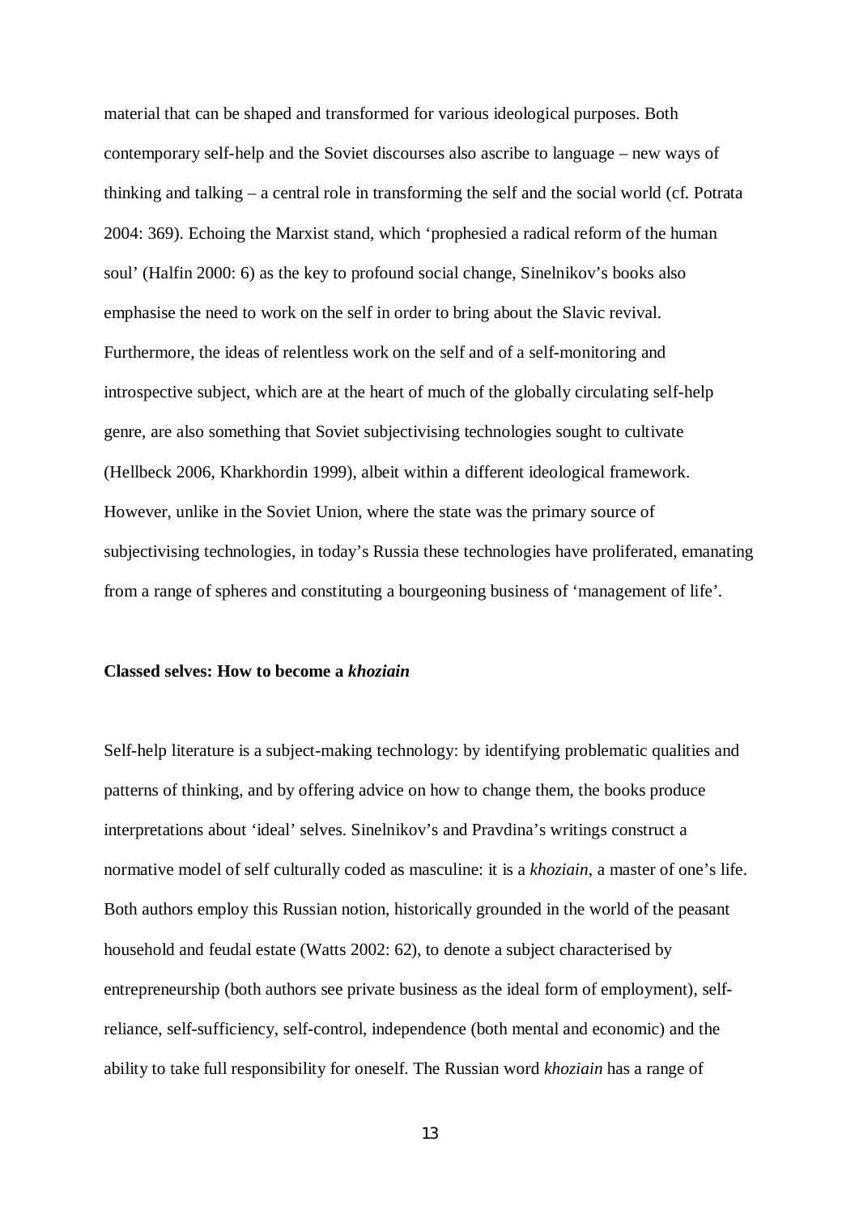material that can be shaped and transformed for various ideological purposes. Both contemporary self-help and the Soviet discourses also ascribe to language – new ways of thinking and talking – a central role in transforming the self and the social world (cf. Potrata 2004: 369). Echoing the Marxist stand, which 'prophesied a radical reform of the human soul' (Halfin 2000: 6) as the key to profound social change, Sinelnikov's books also emphasise the need to work on the self in order to bring about the Slavic revival. Furthermore, the ideas of relentless work on the self and of a self-monitoring and introspective subject, which are at the heart of much of the globally circulating self-help genre, are also something that Soviet subjectivising technologies sought to cultivate (Hellbeck 2006, Kharkhordin 1999), albeit within a different ideological framework. However, unlike in the Soviet Union, where the state was the primary source of subjectivising technologies, in today's Russia these technologies have proliferated, emanating from a range of spheres and constituting a bourgeoning business of 'management of life'.

**Classed selves: How to become a *khoziain***

Self-help literature is a subject-making technology: by identifying problematic qualities and patterns of thinking, and by offering advice on how to change them, the books produce interpretations about 'ideal' selves. Sinelnikov's and Pravdina's writings construct a normative model of self culturally coded as masculine: it is a *khoziain*, a master of one's life. Both authors employ this Russian notion, historically grounded in the world of the peasant household and feudal estate (Watts 2002: 62), to denote a subject characterised by entrepreneurship (both authors see private business as the ideal form of employment), self-reliance, self-sufficiency, self-control, independence (both mental and economic) and the ability to take full responsibility for oneself. The Russian word *khoziain* has a range of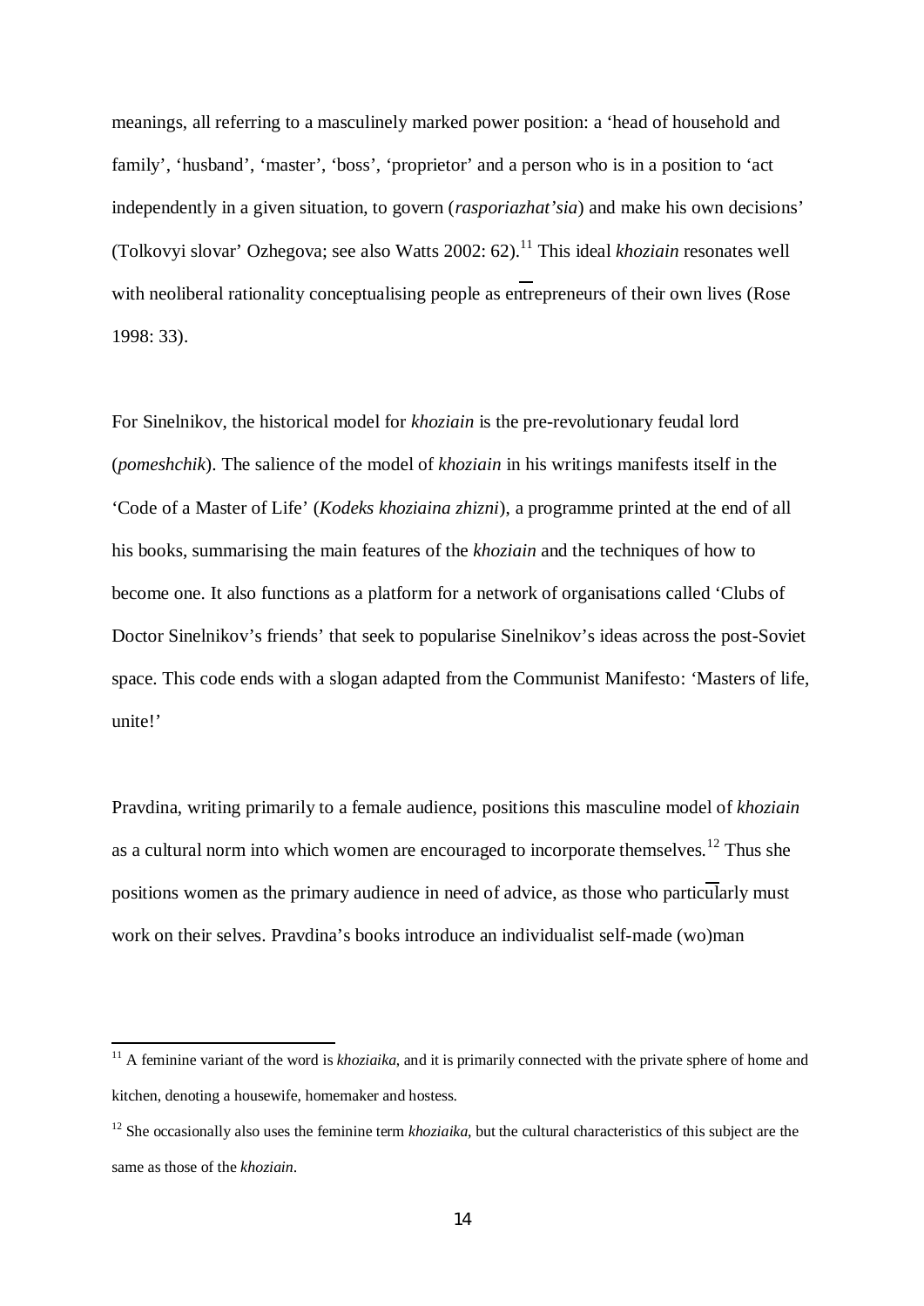meanings, all referring to a masculinely marked power position: a 'head of household and family', 'husband', 'master', 'boss', 'proprietor' and a person who is in a position to 'act independently in a given situation, to govern (*rasporiazhat'sia*) and make his own decisions' (Tolkovyi slovar' Ozhegova; see also Watts 2002: 62).[11] This ideal *khoziain* resonates well with neoliberal rationality conceptualising people as entrepreneurs of their own lives (Rose 1998: 33).

For Sinelnikov, the historical model for *khoziain* is the pre-revolutionary feudal lord (*pomeshchik*). The salience of the model of *khoziain* in his writings manifests itself in the 'Code of a Master of Life' (*Kodeks khoziaina zhizni*), a programme printed at the end of all his books, summarising the main features of the *khoziain* and the techniques of how to become one. It also functions as a platform for a network of organisations called 'Clubs of Doctor Sinelnikov's friends' that seek to popularise Sinelnikov's ideas across the post-Soviet space. This code ends with a slogan adapted from the Communist Manifesto: 'Masters of life, unite!'

Pravdina, writing primarily to a female audience, positions this masculine model of *khoziain* as a cultural norm into which women are encouraged to incorporate themselves.[12] Thus she positions women as the primary audience in need of advice, as those who particularly must work on their selves. Pravdina's books introduce an individualist self-made (wo)man

---

[11] A feminine variant of the word is *khoziaika*, and it is primarily connected with the private sphere of home and kitchen, denoting a housewife, homemaker and hostess.

[12] She occasionally also uses the feminine term *khoziaika*, but the cultural characteristics of this subject are the same as those of the *khoziain*.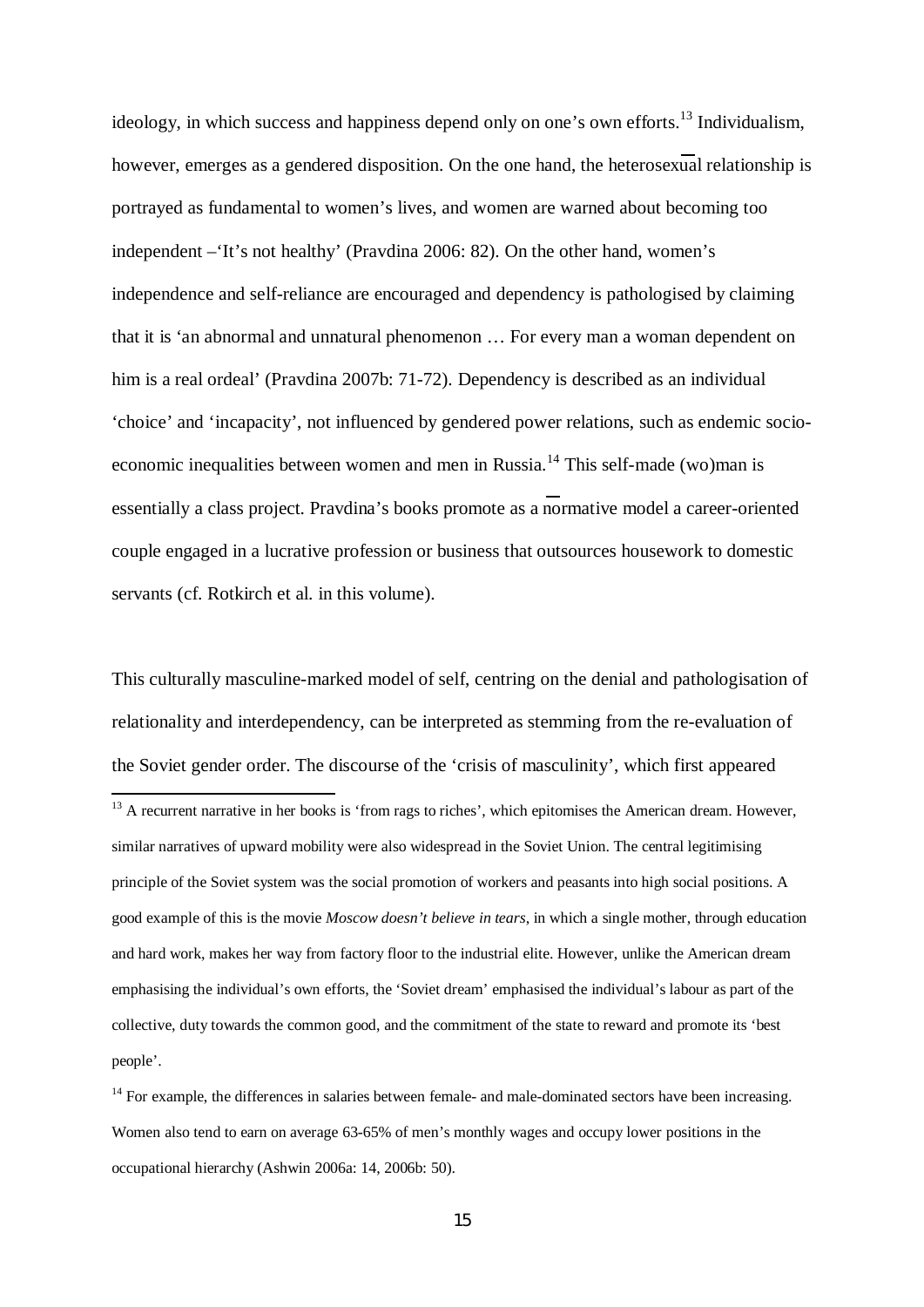ideology, in which success and happiness depend only on one's own efforts.[13] Individualism, however, emerges as a gendered disposition. On the one hand, the heterosexual relationship is portrayed as fundamental to women's lives, and women are warned about becoming too independent –'It's not healthy' (Pravdina 2006: 82). On the other hand, women's independence and self-reliance are encouraged and dependency is pathologised by claiming that it is 'an abnormal and unnatural phenomenon … For every man a woman dependent on him is a real ordeal' (Pravdina 2007b: 71-72). Dependency is described as an individual 'choice' and 'incapacity', not influenced by gendered power relations, such as endemic socio-economic inequalities between women and men in Russia.[14] This self-made (wo)man is essentially a class project. Pravdina's books promote as a normative model a career-oriented couple engaged in a lucrative profession or business that outsources housework to domestic servants (cf. Rotkirch et al. in this volume).

This culturally masculine-marked model of self, centring on the denial and pathologisation of relationality and interdependency, can be interpreted as stemming from the re-evaluation of the Soviet gender order. The discourse of the 'crisis of masculinity', which first appeared

[13] A recurrent narrative in her books is 'from rags to riches', which epitomises the American dream. However, similar narratives of upward mobility were also widespread in the Soviet Union. The central legitimising principle of the Soviet system was the social promotion of workers and peasants into high social positions. A good example of this is the movie *Moscow doesn't believe in tears*, in which a single mother, through education and hard work, makes her way from factory floor to the industrial elite. However, unlike the American dream emphasising the individual's own efforts, the 'Soviet dream' emphasised the individual's labour as part of the collective, duty towards the common good, and the commitment of the state to reward and promote its 'best people'.

[14] For example, the differences in salaries between female- and male-dominated sectors have been increasing. Women also tend to earn on average 63-65% of men's monthly wages and occupy lower positions in the occupational hierarchy (Ashwin 2006a: 14, 2006b: 50).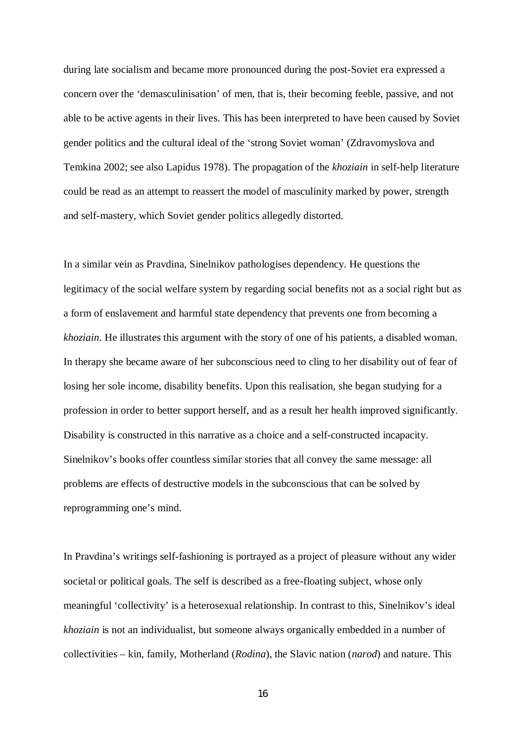during late socialism and became more pronounced during the post-Soviet era expressed a concern over the 'demasculinisation' of men, that is, their becoming feeble, passive, and not able to be active agents in their lives. This has been interpreted to have been caused by Soviet gender politics and the cultural ideal of the 'strong Soviet woman' (Zdravomyslova and Temkina 2002; see also Lapidus 1978). The propagation of the *khoziain* in self-help literature could be read as an attempt to reassert the model of masculinity marked by power, strength and self-mastery, which Soviet gender politics allegedly distorted.

In a similar vein as Pravdina, Sinelnikov pathologises dependency. He questions the legitimacy of the social welfare system by regarding social benefits not as a social right but as a form of enslavement and harmful state dependency that prevents one from becoming a *khoziain*. He illustrates this argument with the story of one of his patients, a disabled woman. In therapy she became aware of her subconscious need to cling to her disability out of fear of losing her sole income, disability benefits. Upon this realisation, she began studying for a profession in order to better support herself, and as a result her health improved significantly. Disability is constructed in this narrative as a choice and a self-constructed incapacity. Sinelnikov's books offer countless similar stories that all convey the same message: all problems are effects of destructive models in the subconscious that can be solved by reprogramming one's mind.

In Pravdina's writings self-fashioning is portrayed as a project of pleasure without any wider societal or political goals. The self is described as a free-floating subject, whose only meaningful 'collectivity' is a heterosexual relationship. In contrast to this, Sinelnikov's ideal *khoziain* is not an individualist, but someone always organically embedded in a number of collectivities – kin, family, Motherland (*Rodina*), the Slavic nation (*narod*) and nature. This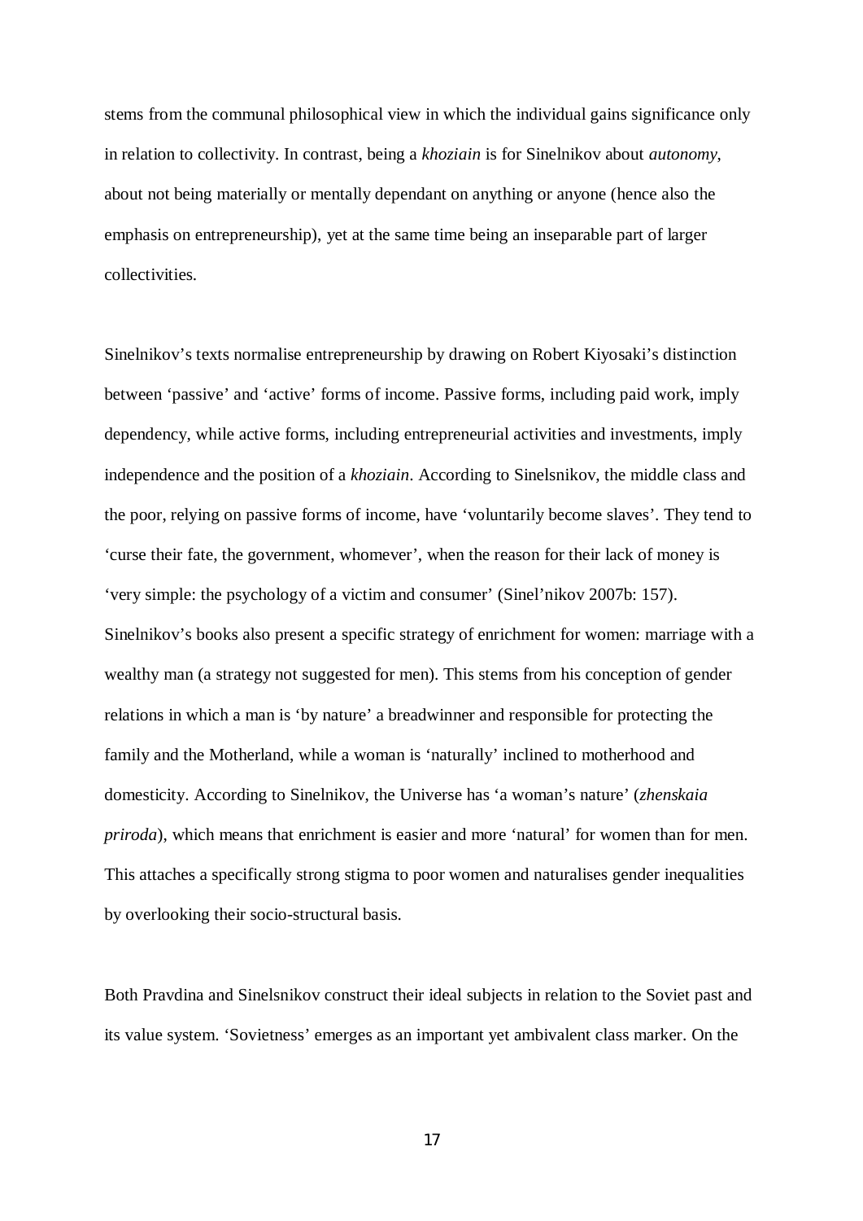stems from the communal philosophical view in which the individual gains significance only in relation to collectivity. In contrast, being a *khoziain* is for Sinelnikov about *autonomy*, about not being materially or mentally dependant on anything or anyone (hence also the emphasis on entrepreneurship), yet at the same time being an inseparable part of larger collectivities.

Sinelnikov's texts normalise entrepreneurship by drawing on Robert Kiyosaki's distinction between 'passive' and 'active' forms of income. Passive forms, including paid work, imply dependency, while active forms, including entrepreneurial activities and investments, imply independence and the position of a *khoziain*. According to Sinelsnikov, the middle class and the poor, relying on passive forms of income, have 'voluntarily become slaves'. They tend to 'curse their fate, the government, whomever', when the reason for their lack of money is 'very simple: the psychology of a victim and consumer' (Sinel'nikov 2007b: 157). Sinelnikov's books also present a specific strategy of enrichment for women: marriage with a wealthy man (a strategy not suggested for men). This stems from his conception of gender relations in which a man is 'by nature' a breadwinner and responsible for protecting the family and the Motherland, while a woman is 'naturally' inclined to motherhood and domesticity. According to Sinelnikov, the Universe has 'a woman's nature' (*zhenskaia priroda*), which means that enrichment is easier and more 'natural' for women than for men. This attaches a specifically strong stigma to poor women and naturalises gender inequalities by overlooking their socio-structural basis.

Both Pravdina and Sinelsnikov construct their ideal subjects in relation to the Soviet past and its value system. 'Sovietness' emerges as an important yet ambivalent class marker. On the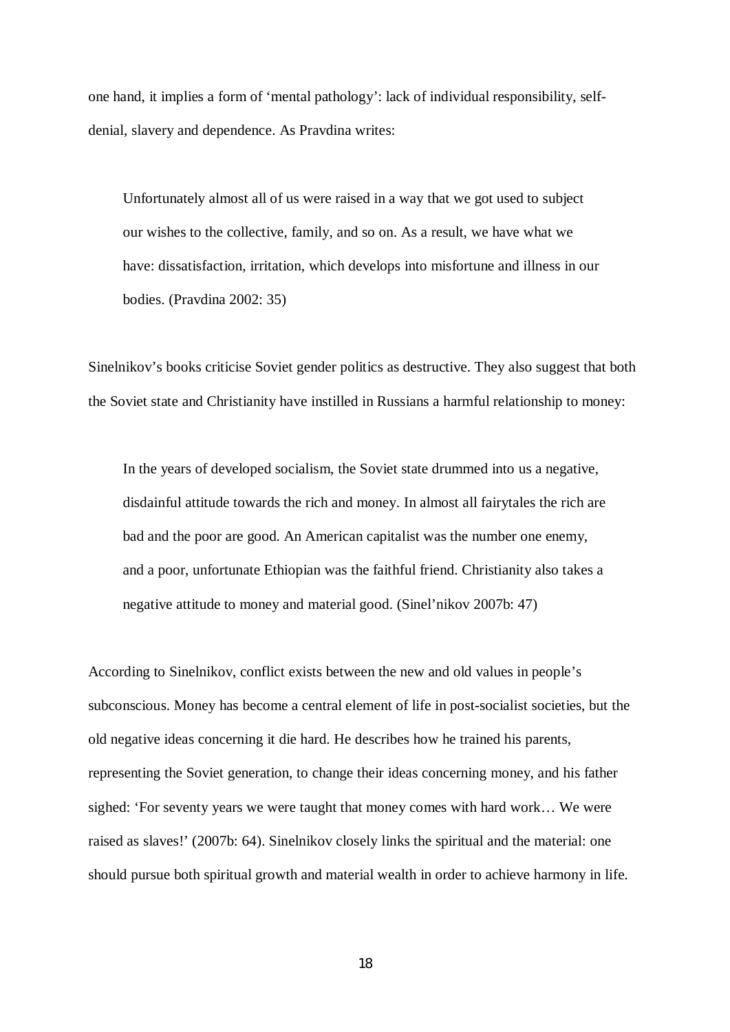one hand, it implies a form of 'mental pathology': lack of individual responsibility, self-denial, slavery and dependence. As Pravdina writes:

> Unfortunately almost all of us were raised in a way that we got used to subject our wishes to the collective, family, and so on. As a result, we have what we have: dissatisfaction, irritation, which develops into misfortune and illness in our bodies. (Pravdina 2002: 35)

Sinelnikov's books criticise Soviet gender politics as destructive. They also suggest that both the Soviet state and Christianity have instilled in Russians a harmful relationship to money:

> In the years of developed socialism, the Soviet state drummed into us a negative, disdainful attitude towards the rich and money. In almost all fairytales the rich are bad and the poor are good. An American capitalist was the number one enemy, and a poor, unfortunate Ethiopian was the faithful friend. Christianity also takes a negative attitude to money and material good. (Sinel'nikov 2007b: 47)

According to Sinelnikov, conflict exists between the new and old values in people's subconscious. Money has become a central element of life in post-socialist societies, but the old negative ideas concerning it die hard. He describes how he trained his parents, representing the Soviet generation, to change their ideas concerning money, and his father sighed: 'For seventy years we were taught that money comes with hard work… We were raised as slaves!' (2007b: 64). Sinelnikov closely links the spiritual and the material: one should pursue both spiritual growth and material wealth in order to achieve harmony in life.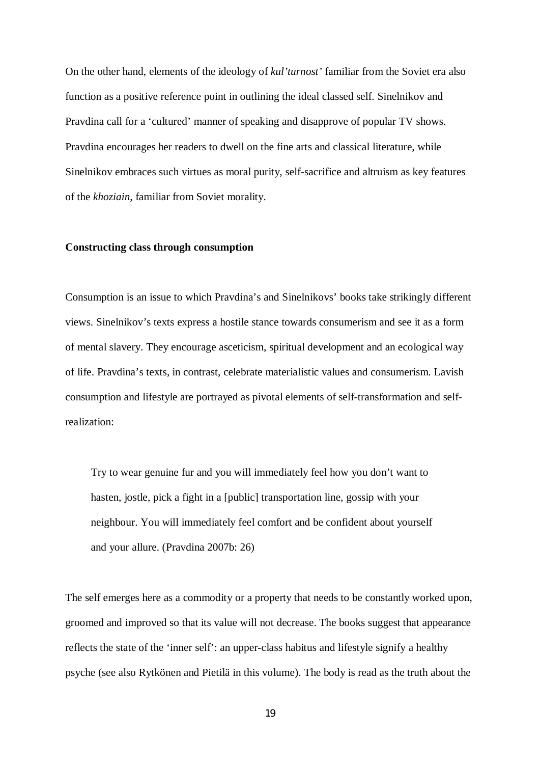On the other hand, elements of the ideology of *kul'turnost'* familiar from the Soviet era also function as a positive reference point in outlining the ideal classed self. Sinelnikov and Pravdina call for a 'cultured' manner of speaking and disapprove of popular TV shows. Pravdina encourages her readers to dwell on the fine arts and classical literature, while Sinelnikov embraces such virtues as moral purity, self-sacrifice and altruism as key features of the *khoziain*, familiar from Soviet morality.

**Constructing class through consumption**

Consumption is an issue to which Pravdina's and Sinelnikovs' books take strikingly different views. Sinelnikov's texts express a hostile stance towards consumerism and see it as a form of mental slavery. They encourage asceticism, spiritual development and an ecological way of life. Pravdina's texts, in contrast, celebrate materialistic values and consumerism. Lavish consumption and lifestyle are portrayed as pivotal elements of self-transformation and self-realization:

> Try to wear genuine fur and you will immediately feel how you don't want to hasten, jostle, pick a fight in a [public] transportation line, gossip with your neighbour. You will immediately feel comfort and be confident about yourself and your allure. (Pravdina 2007b: 26)

The self emerges here as a commodity or a property that needs to be constantly worked upon, groomed and improved so that its value will not decrease. The books suggest that appearance reflects the state of the 'inner self': an upper-class habitus and lifestyle signify a healthy psyche (see also Rytkönen and Pietilä in this volume). The body is read as the truth about the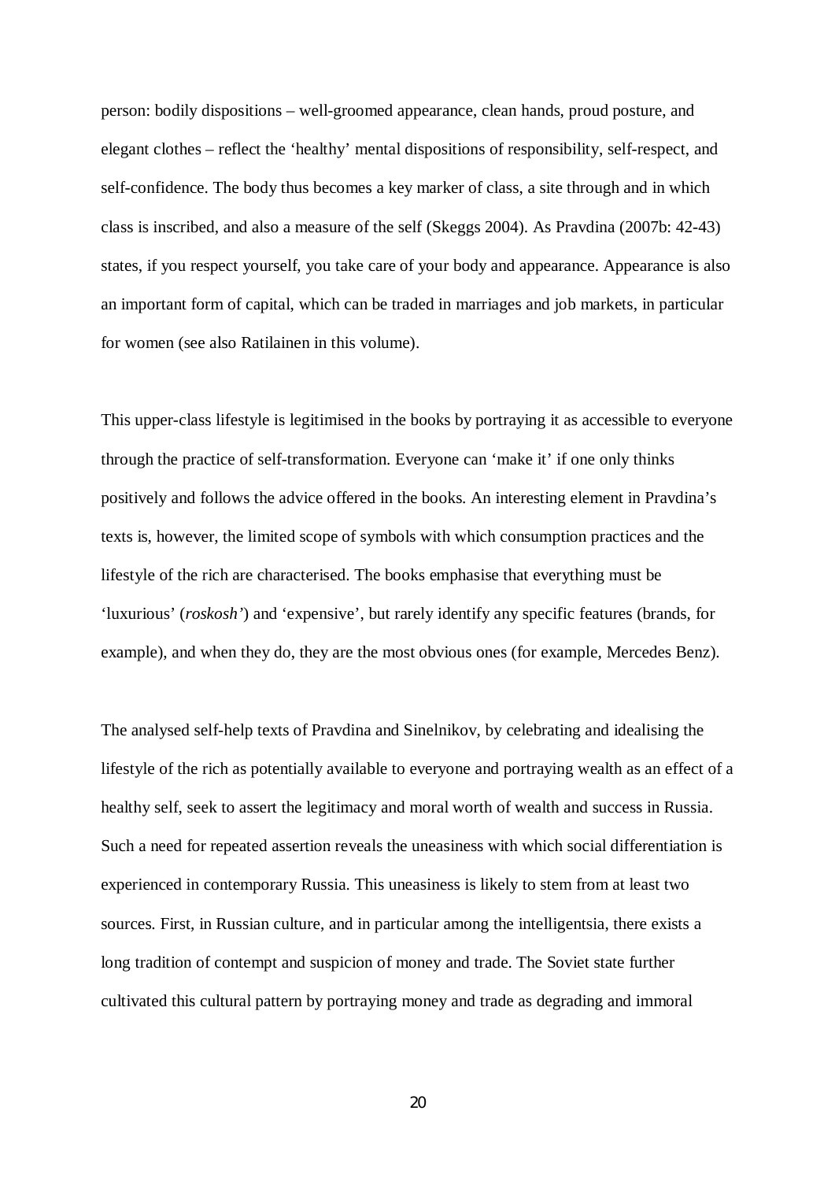person: bodily dispositions – well-groomed appearance, clean hands, proud posture, and elegant clothes – reflect the 'healthy' mental dispositions of responsibility, self-respect, and self-confidence. The body thus becomes a key marker of class, a site through and in which class is inscribed, and also a measure of the self (Skeggs 2004). As Pravdina (2007b: 42-43) states, if you respect yourself, you take care of your body and appearance. Appearance is also an important form of capital, which can be traded in marriages and job markets, in particular for women (see also Ratilainen in this volume).

This upper-class lifestyle is legitimised in the books by portraying it as accessible to everyone through the practice of self-transformation. Everyone can 'make it' if one only thinks positively and follows the advice offered in the books. An interesting element in Pravdina's texts is, however, the limited scope of symbols with which consumption practices and the lifestyle of the rich are characterised. The books emphasise that everything must be 'luxurious' (*roskosh'*) and 'expensive', but rarely identify any specific features (brands, for example), and when they do, they are the most obvious ones (for example, Mercedes Benz).

The analysed self-help texts of Pravdina and Sinelnikov, by celebrating and idealising the lifestyle of the rich as potentially available to everyone and portraying wealth as an effect of a healthy self, seek to assert the legitimacy and moral worth of wealth and success in Russia. Such a need for repeated assertion reveals the uneasiness with which social differentiation is experienced in contemporary Russia. This uneasiness is likely to stem from at least two sources. First, in Russian culture, and in particular among the intelligentsia, there exists a long tradition of contempt and suspicion of money and trade. The Soviet state further cultivated this cultural pattern by portraying money and trade as degrading and immoral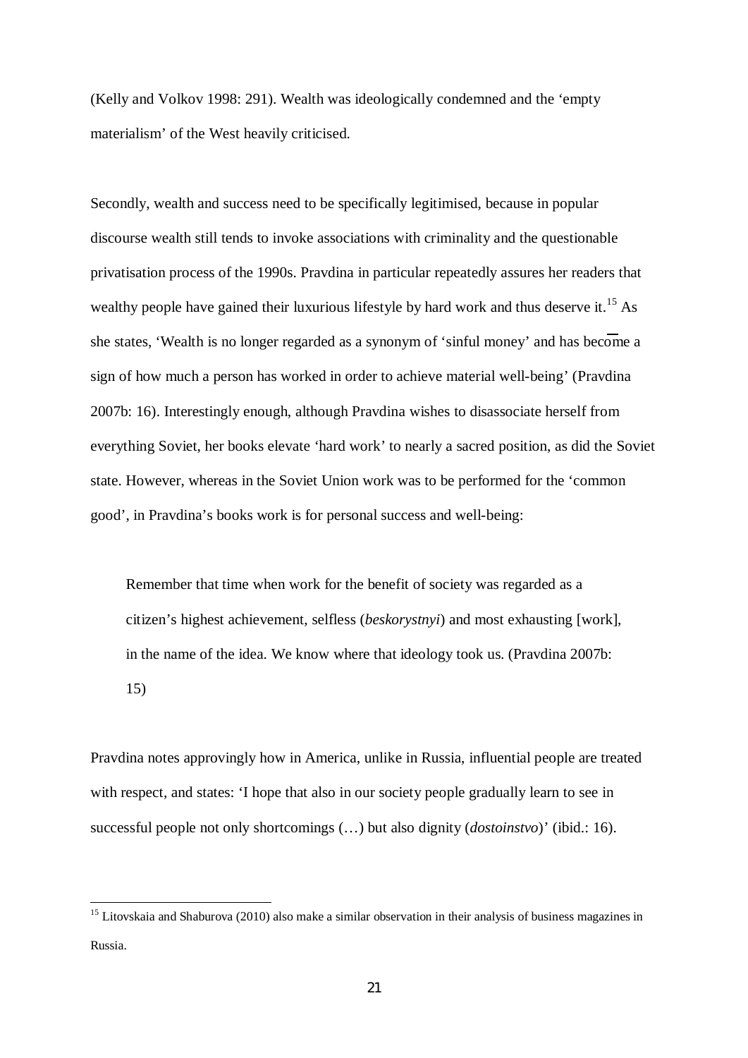(Kelly and Volkov 1998: 291). Wealth was ideologically condemned and the 'empty materialism' of the West heavily criticised.

Secondly, wealth and success need to be specifically legitimised, because in popular discourse wealth still tends to invoke associations with criminality and the questionable privatisation process of the 1990s. Pravdina in particular repeatedly assures her readers that wealthy people have gained their luxurious lifestyle by hard work and thus deserve it.[15] As she states, 'Wealth is no longer regarded as a synonym of 'sinful money' and has become a sign of how much a person has worked in order to achieve material well-being' (Pravdina 2007b: 16). Interestingly enough, although Pravdina wishes to disassociate herself from everything Soviet, her books elevate 'hard work' to nearly a sacred position, as did the Soviet state. However, whereas in the Soviet Union work was to be performed for the 'common good', in Pravdina's books work is for personal success and well-being:

> Remember that time when work for the benefit of society was regarded as a citizen's highest achievement, selfless (*beskorystnyi*) and most exhausting [work], in the name of the idea. We know where that ideology took us. (Pravdina 2007b: 15)

Pravdina notes approvingly how in America, unlike in Russia, influential people are treated with respect, and states: 'I hope that also in our society people gradually learn to see in successful people not only shortcomings (…) but also dignity (*dostoinstvo*)' (ibid.: 16).

[15] Litovskaia and Shaburova (2010) also make a similar observation in their analysis of business magazines in Russia.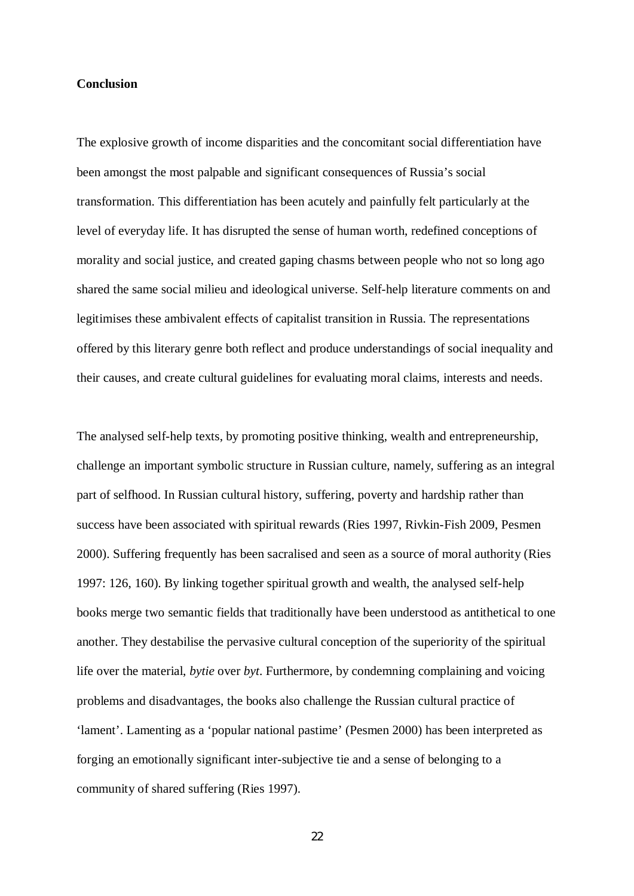**Conclusion**

The explosive growth of income disparities and the concomitant social differentiation have been amongst the most palpable and significant consequences of Russia's social transformation. This differentiation has been acutely and painfully felt particularly at the level of everyday life. It has disrupted the sense of human worth, redefined conceptions of morality and social justice, and created gaping chasms between people who not so long ago shared the same social milieu and ideological universe. Self-help literature comments on and legitimises these ambivalent effects of capitalist transition in Russia. The representations offered by this literary genre both reflect and produce understandings of social inequality and their causes, and create cultural guidelines for evaluating moral claims, interests and needs.

The analysed self-help texts, by promoting positive thinking, wealth and entrepreneurship, challenge an important symbolic structure in Russian culture, namely, suffering as an integral part of selfhood. In Russian cultural history, suffering, poverty and hardship rather than success have been associated with spiritual rewards (Ries 1997, Rivkin-Fish 2009, Pesmen 2000). Suffering frequently has been sacralised and seen as a source of moral authority (Ries 1997: 126, 160). By linking together spiritual growth and wealth, the analysed self-help books merge two semantic fields that traditionally have been understood as antithetical to one another. They destabilise the pervasive cultural conception of the superiority of the spiritual life over the material, *bytie* over *byt*. Furthermore, by condemning complaining and voicing problems and disadvantages, the books also challenge the Russian cultural practice of 'lament'. Lamenting as a 'popular national pastime' (Pesmen 2000) has been interpreted as forging an emotionally significant inter-subjective tie and a sense of belonging to a community of shared suffering (Ries 1997).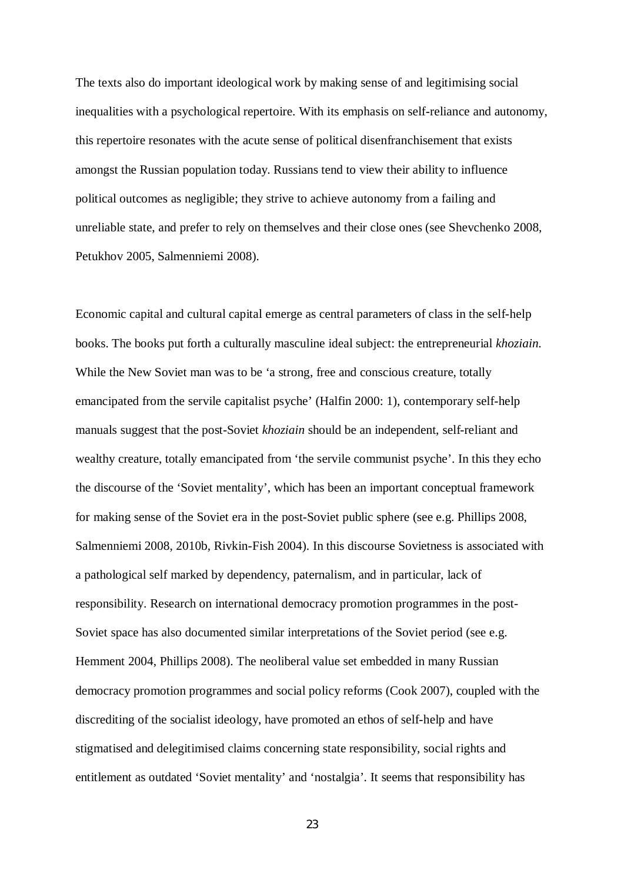The texts also do important ideological work by making sense of and legitimising social inequalities with a psychological repertoire. With its emphasis on self-reliance and autonomy, this repertoire resonates with the acute sense of political disenfranchisement that exists amongst the Russian population today. Russians tend to view their ability to influence political outcomes as negligible; they strive to achieve autonomy from a failing and unreliable state, and prefer to rely on themselves and their close ones (see Shevchenko 2008, Petukhov 2005, Salmenniemi 2008).

Economic capital and cultural capital emerge as central parameters of class in the self-help books. The books put forth a culturally masculine ideal subject: the entrepreneurial *khoziain*. While the New Soviet man was to be 'a strong, free and conscious creature, totally emancipated from the servile capitalist psyche' (Halfin 2000: 1), contemporary self-help manuals suggest that the post-Soviet *khoziain* should be an independent, self-reliant and wealthy creature, totally emancipated from 'the servile communist psyche'. In this they echo the discourse of the 'Soviet mentality', which has been an important conceptual framework for making sense of the Soviet era in the post-Soviet public sphere (see e.g. Phillips 2008, Salmenniemi 2008, 2010b, Rivkin-Fish 2004). In this discourse Sovietness is associated with a pathological self marked by dependency, paternalism, and in particular, lack of responsibility. Research on international democracy promotion programmes in the post-Soviet space has also documented similar interpretations of the Soviet period (see e.g. Hemment 2004, Phillips 2008). The neoliberal value set embedded in many Russian democracy promotion programmes and social policy reforms (Cook 2007), coupled with the discrediting of the socialist ideology, have promoted an ethos of self-help and have stigmatised and delegitimised claims concerning state responsibility, social rights and entitlement as outdated 'Soviet mentality' and 'nostalgia'. It seems that responsibility has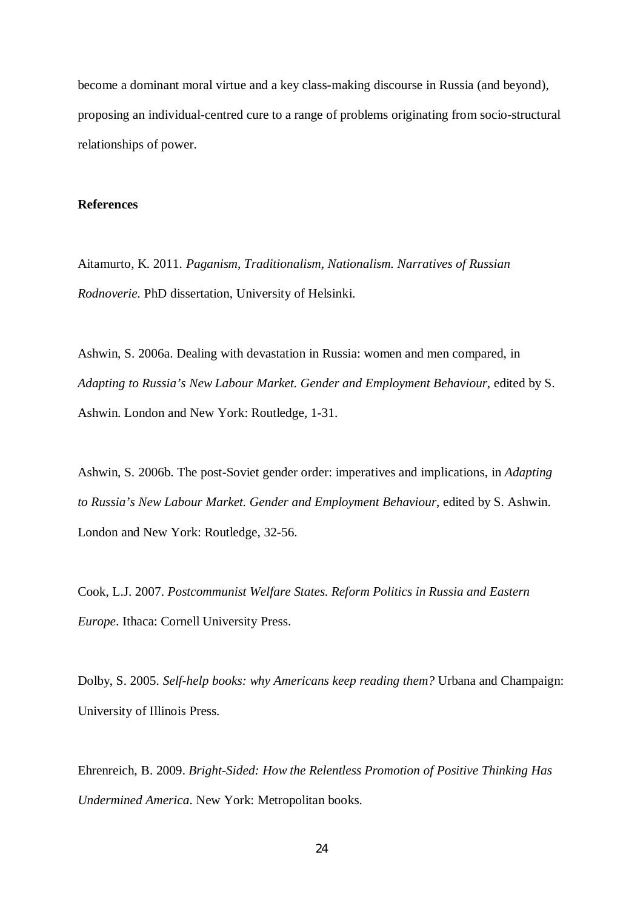become a dominant moral virtue and a key class-making discourse in Russia (and beyond), proposing an individual-centred cure to a range of problems originating from socio-structural relationships of power.

**References**

Aitamurto, K. 2011. *Paganism, Traditionalism, Nationalism. Narratives of Russian Rodnoverie.* PhD dissertation, University of Helsinki.

Ashwin, S. 2006a. Dealing with devastation in Russia: women and men compared, in *Adapting to Russia's New Labour Market. Gender and Employment Behaviour*, edited by S. Ashwin. London and New York: Routledge, 1-31.

Ashwin, S. 2006b. The post-Soviet gender order: imperatives and implications, in *Adapting to Russia's New Labour Market. Gender and Employment Behaviour*, edited by S. Ashwin. London and New York: Routledge, 32-56.

Cook, L.J. 2007. *Postcommunist Welfare States. Reform Politics in Russia and Eastern Europe*. Ithaca: Cornell University Press.

Dolby, S. 2005. *Self-help books: why Americans keep reading them?* Urbana and Champaign: University of Illinois Press.

Ehrenreich, B. 2009. *Bright-Sided: How the Relentless Promotion of Positive Thinking Has Undermined America*. New York: Metropolitan books.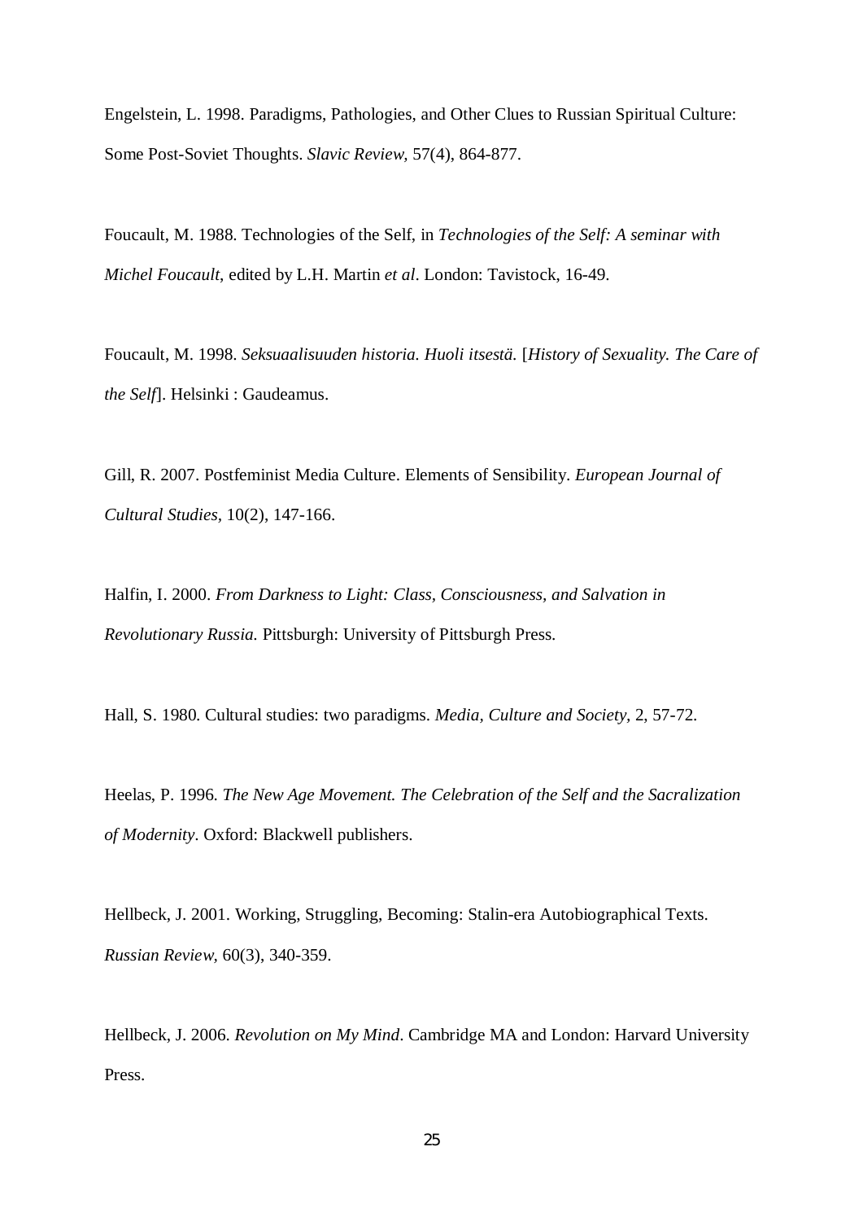Engelstein, L. 1998. Paradigms, Pathologies, and Other Clues to Russian Spiritual Culture: Some Post-Soviet Thoughts. *Slavic Review,* 57(4), 864-877.

Foucault, M. 1988. Technologies of the Self, in *Technologies of the Self: A seminar with Michel Foucault*, edited by L.H. Martin *et al*. London: Tavistock, 16-49.

Foucault, M. 1998. *Seksuaalisuuden historia. Huoli itsestä.* [*History of Sexuality. The Care of the Self*]. Helsinki : Gaudeamus.

Gill, R. 2007. Postfeminist Media Culture. Elements of Sensibility. *European Journal of Cultural Studies*, 10(2), 147-166.

Halfin, I. 2000. *From Darkness to Light: Class, Consciousness, and Salvation in Revolutionary Russia.* Pittsburgh: University of Pittsburgh Press.

Hall, S. 1980. Cultural studies: two paradigms. *Media, Culture and Society*, 2, 57-72.

Heelas, P. 1996. *The New Age Movement. The Celebration of the Self and the Sacralization of Modernity*. Oxford: Blackwell publishers.

Hellbeck, J. 2001. Working, Struggling, Becoming: Stalin-era Autobiographical Texts. *Russian Review,* 60(3), 340-359.

Hellbeck, J. 2006. *Revolution on My Mind*. Cambridge MA and London: Harvard University Press.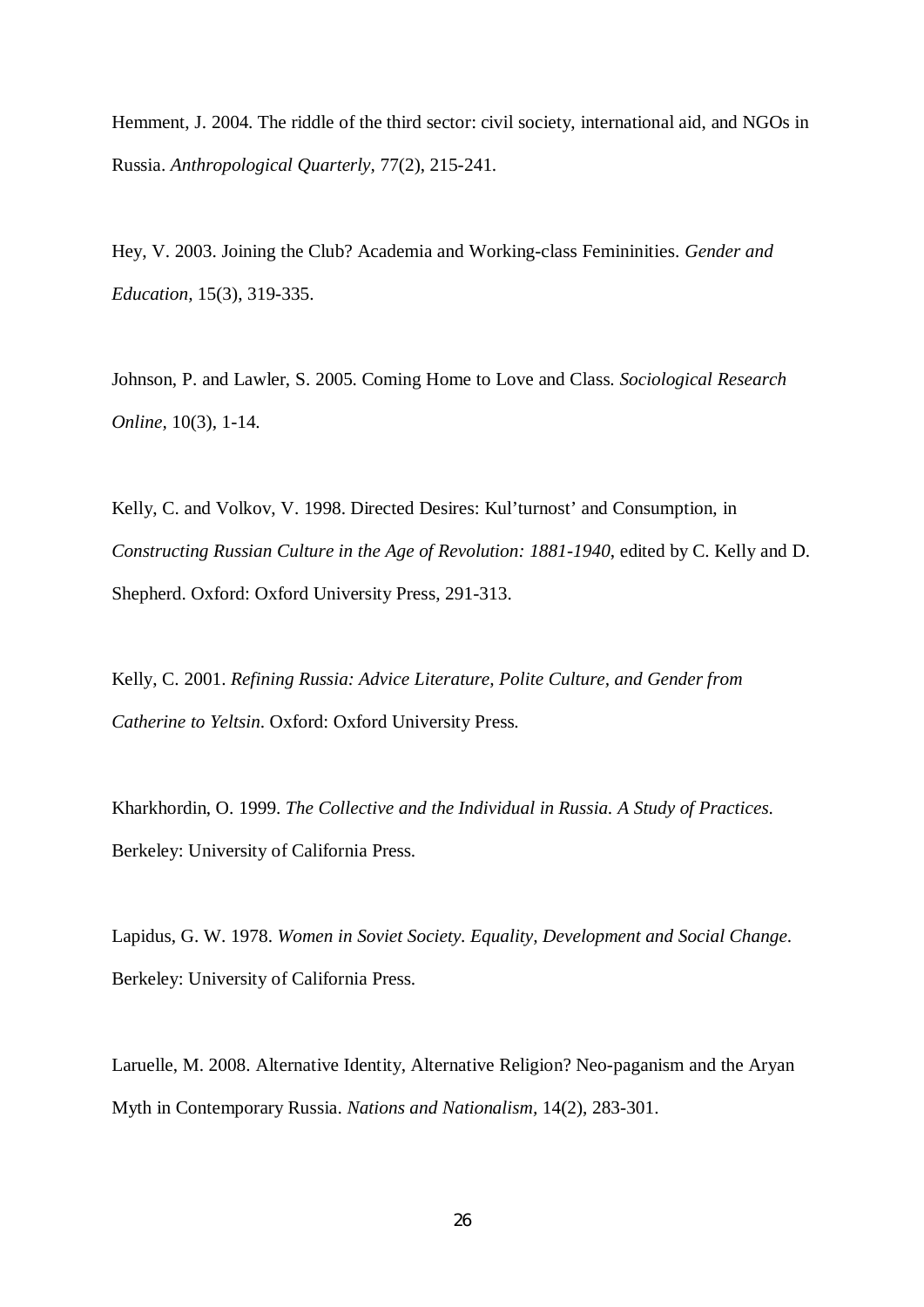Hemment, J. 2004. The riddle of the third sector: civil society, international aid, and NGOs in Russia. *Anthropological Quarterly,* 77(2), 215-241.

Hey, V. 2003. Joining the Club? Academia and Working-class Femininities. *Gender and Education,* 15(3), 319-335.

Johnson, P. and Lawler, S. 2005. Coming Home to Love and Class. *Sociological Research Online,* 10(3), 1-14.

Kelly, C. and Volkov, V. 1998. Directed Desires: Kul'turnost' and Consumption, in *Constructing Russian Culture in the Age of Revolution: 1881-1940*, edited by C. Kelly and D. Shepherd. Oxford: Oxford University Press, 291-313.

Kelly, C. 2001. *Refining Russia: Advice Literature, Polite Culture, and Gender from Catherine to Yeltsin*. Oxford: Oxford University Press.

Kharkhordin, O. 1999. *The Collective and the Individual in Russia. A Study of Practices.* Berkeley: University of California Press.

Lapidus, G. W. 1978. *Women in Soviet Society. Equality, Development and Social Change.* Berkeley: University of California Press.

Laruelle, M. 2008. Alternative Identity, Alternative Religion? Neo-paganism and the Aryan Myth in Contemporary Russia. *Nations and Nationalism*, 14(2), 283-301.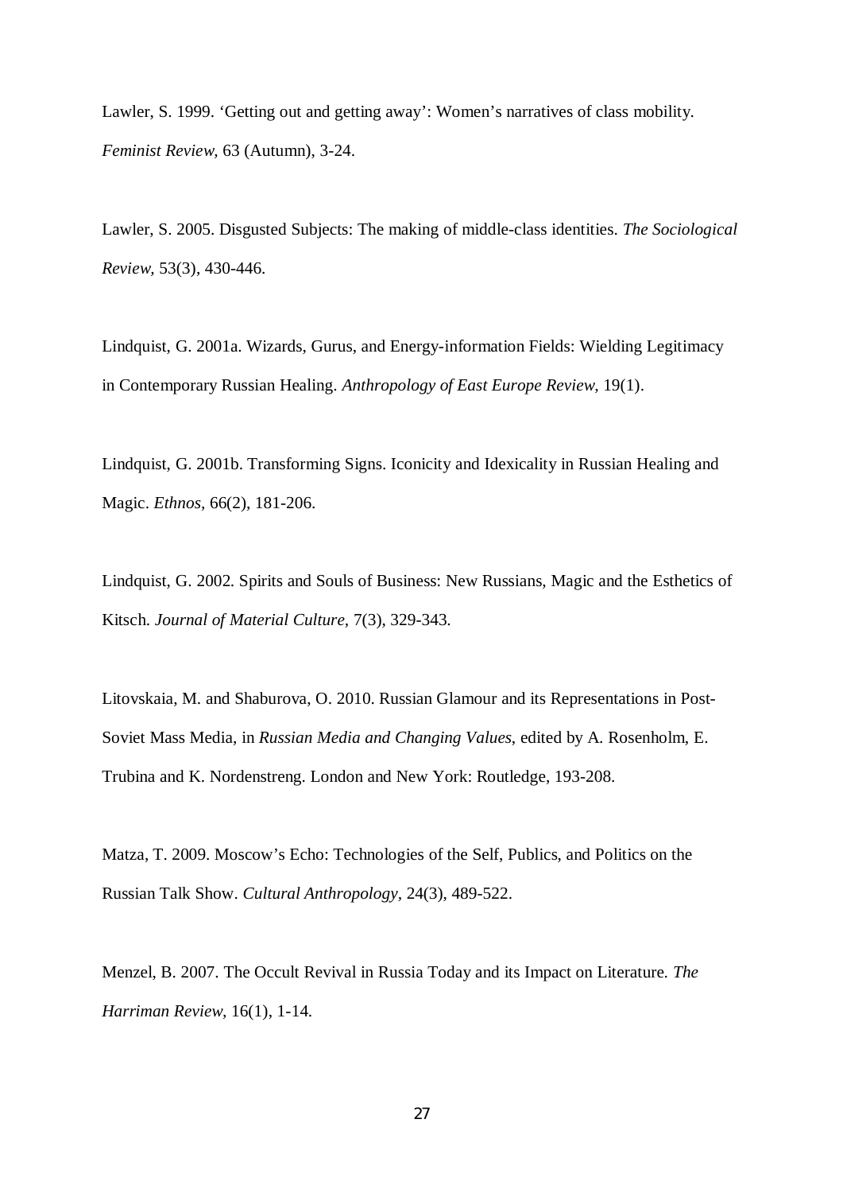Lawler, S. 1999. ‘Getting out and getting away’: Women’s narratives of class mobility. *Feminist Review,* 63 (Autumn), 3-24.

Lawler, S. 2005. Disgusted Subjects: The making of middle-class identities. *The Sociological Review,* 53(3), 430-446.

Lindquist, G. 2001a. Wizards, Gurus, and Energy-information Fields: Wielding Legitimacy in Contemporary Russian Healing. *Anthropology of East Europe Review,* 19(1).

Lindquist, G. 2001b. Transforming Signs. Iconicity and Idexicality in Russian Healing and Magic. *Ethnos*, 66(2), 181-206.

Lindquist, G. 2002. Spirits and Souls of Business: New Russians, Magic and the Esthetics of Kitsch. *Journal of Material Culture,* 7(3), 329-343.

Litovskaia, M. and Shaburova, O. 2010. Russian Glamour and its Representations in Post-Soviet Mass Media, in *Russian Media and Changing Values*, edited by A. Rosenholm, E. Trubina and K. Nordenstreng. London and New York: Routledge, 193-208.

Matza, T. 2009. Moscow’s Echo: Technologies of the Self, Publics, and Politics on the Russian Talk Show. *Cultural Anthropology,* 24(3), 489-522.

Menzel, B. 2007. The Occult Revival in Russia Today and its Impact on Literature. *The Harriman Review,* 16(1), 1-14.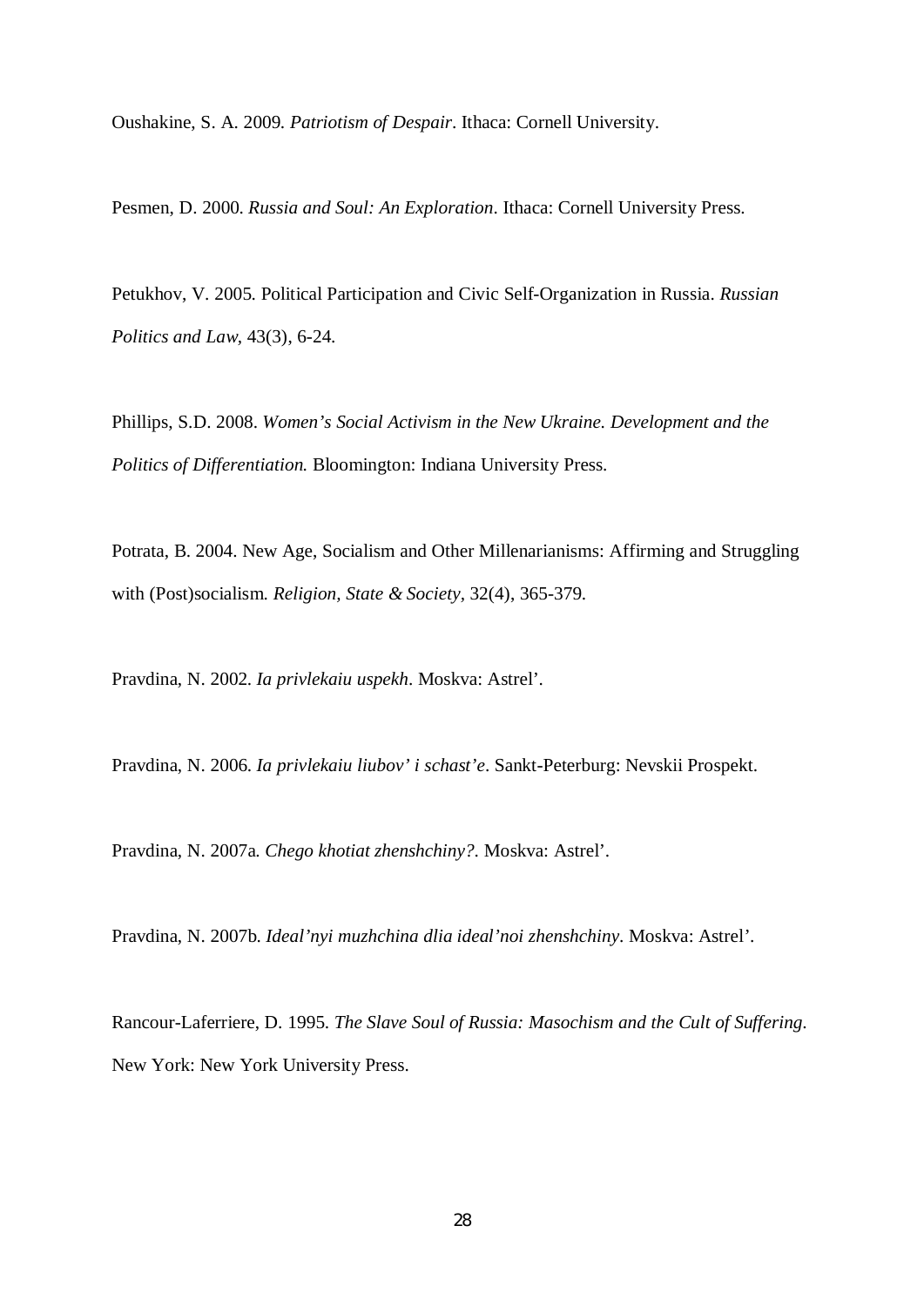Oushakine, S. A. 2009. *Patriotism of Despair*. Ithaca: Cornell University.

Pesmen, D. 2000. *Russia and Soul: An Exploration*. Ithaca: Cornell University Press.

Petukhov, V. 2005. Political Participation and Civic Self-Organization in Russia. *Russian Politics and Law*, 43(3), 6-24.

Phillips, S.D. 2008. *Women's Social Activism in the New Ukraine. Development and the Politics of Differentiation.* Bloomington: Indiana University Press.

Potrata, B. 2004. New Age, Socialism and Other Millenarianisms: Affirming and Struggling with (Post)socialism. *Religion, State & Society*, 32(4), 365-379.

Pravdina, N. 2002. *Ia privlekaiu uspekh*. Moskva: Astrel'.

Pravdina, N. 2006. *Ia privlekaiu liubov' i schast'e*. Sankt-Peterburg: Nevskii Prospekt.

Pravdina, N. 2007a. *Chego khotiat zhenshchiny?*. Moskva: Astrel'.

Pravdina, N. 2007b. *Ideal'nyi muzhchina dlia ideal'noi zhenshchiny*. Moskva: Astrel'.

Rancour-Laferriere, D. 1995. *The Slave Soul of Russia: Masochism and the Cult of Suffering*. New York: New York University Press.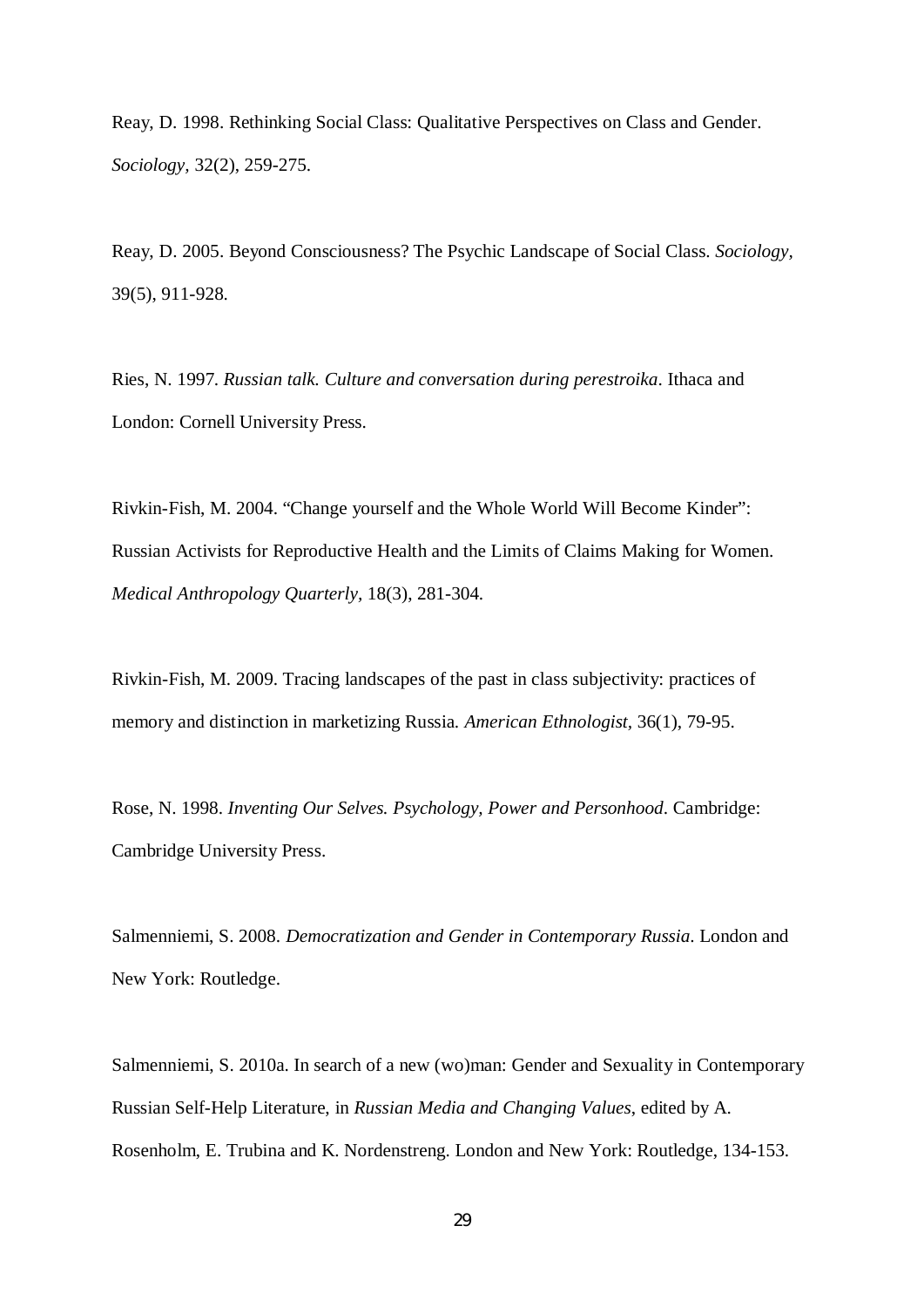Reay, D. 1998. Rethinking Social Class: Qualitative Perspectives on Class and Gender. *Sociology*, 32(2), 259-275.

Reay, D. 2005. Beyond Consciousness? The Psychic Landscape of Social Class. *Sociology*, 39(5), 911-928.

Ries, N. 1997. *Russian talk. Culture and conversation during perestroika*. Ithaca and London: Cornell University Press.

Rivkin-Fish, M. 2004. "Change yourself and the Whole World Will Become Kinder": Russian Activists for Reproductive Health and the Limits of Claims Making for Women. *Medical Anthropology Quarterly*, 18(3), 281-304.

Rivkin-Fish, M. 2009. Tracing landscapes of the past in class subjectivity: practices of memory and distinction in marketizing Russia. *American Ethnologist*, 36(1), 79-95.

Rose, N. 1998. *Inventing Our Selves. Psychology, Power and Personhood*. Cambridge: Cambridge University Press.

Salmenniemi, S. 2008. *Democratization and Gender in Contemporary Russia*. London and New York: Routledge.

Salmenniemi, S. 2010a. In search of a new (wo)man: Gender and Sexuality in Contemporary Russian Self-Help Literature, in *Russian Media and Changing Values*, edited by A. Rosenholm, E. Trubina and K. Nordenstreng. London and New York: Routledge, 134-153.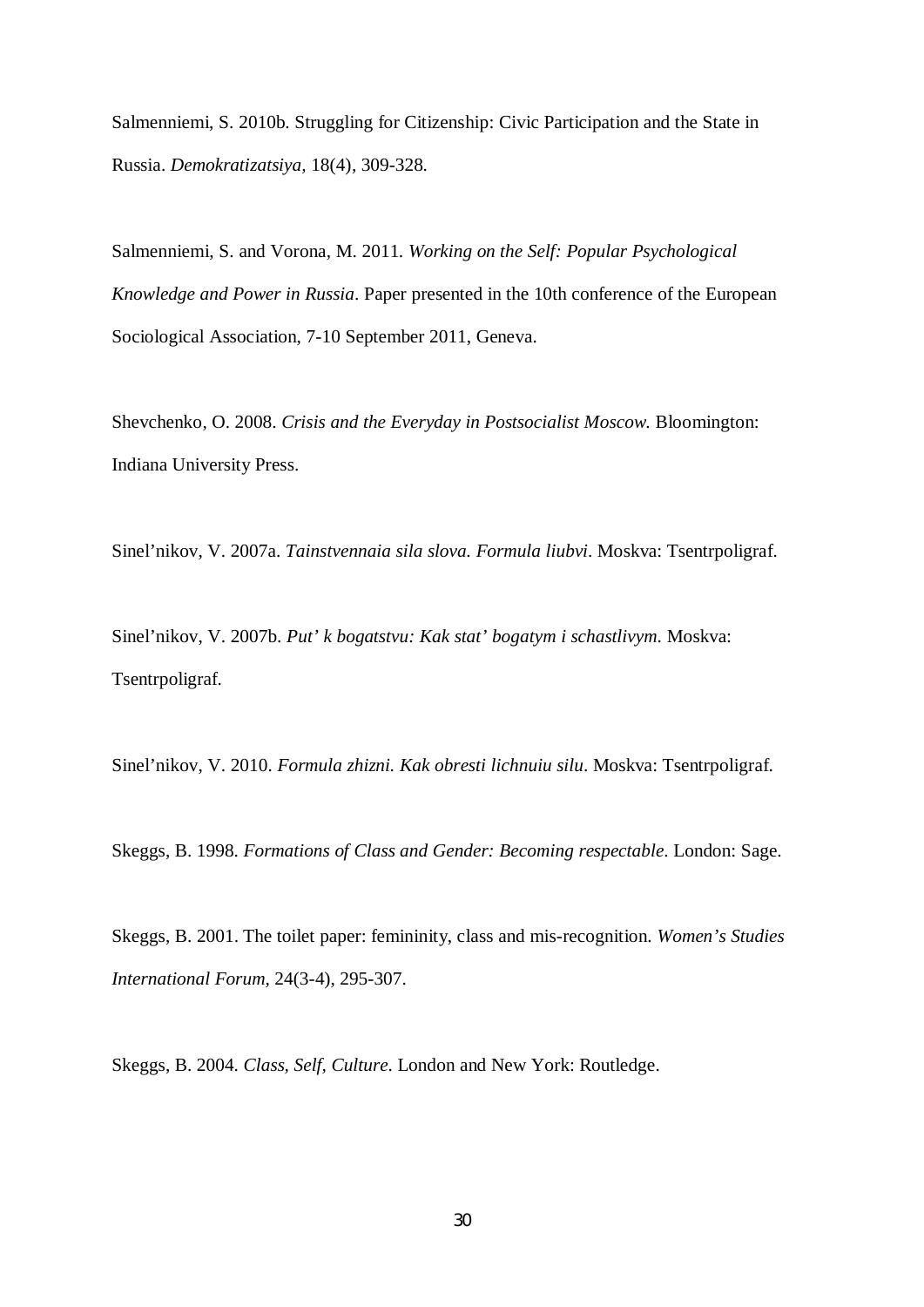Salmenniemi, S. 2010b. Struggling for Citizenship: Civic Participation and the State in Russia. *Demokratizatsiya*, 18(4), 309-328.

Salmenniemi, S. and Vorona, M. 2011. *Working on the Self: Popular Psychological Knowledge and Power in Russia*. Paper presented in the 10th conference of the European Sociological Association, 7-10 September 2011, Geneva.

Shevchenko, O. 2008. *Crisis and the Everyday in Postsocialist Moscow.* Bloomington: Indiana University Press.

Sinel'nikov, V. 2007a. *Tainstvennaia sila slova. Formula liubvi*. Moskva: Tsentrpoligraf.

Sinel'nikov, V. 2007b. *Put' k bogatstvu: Kak stat' bogatym i schastlivym*. Moskva: Tsentrpoligraf.

Sinel'nikov, V. 2010. *Formula zhizni. Kak obresti lichnuiu silu*. Moskva: Tsentrpoligraf.

Skeggs, B. 1998. *Formations of Class and Gender: Becoming respectable*. London: Sage.

Skeggs, B. 2001. The toilet paper: femininity, class and mis-recognition. *Women's Studies International Forum*, 24(3-4), 295-307.

Skeggs, B. 2004. *Class, Self, Culture*. London and New York: Routledge.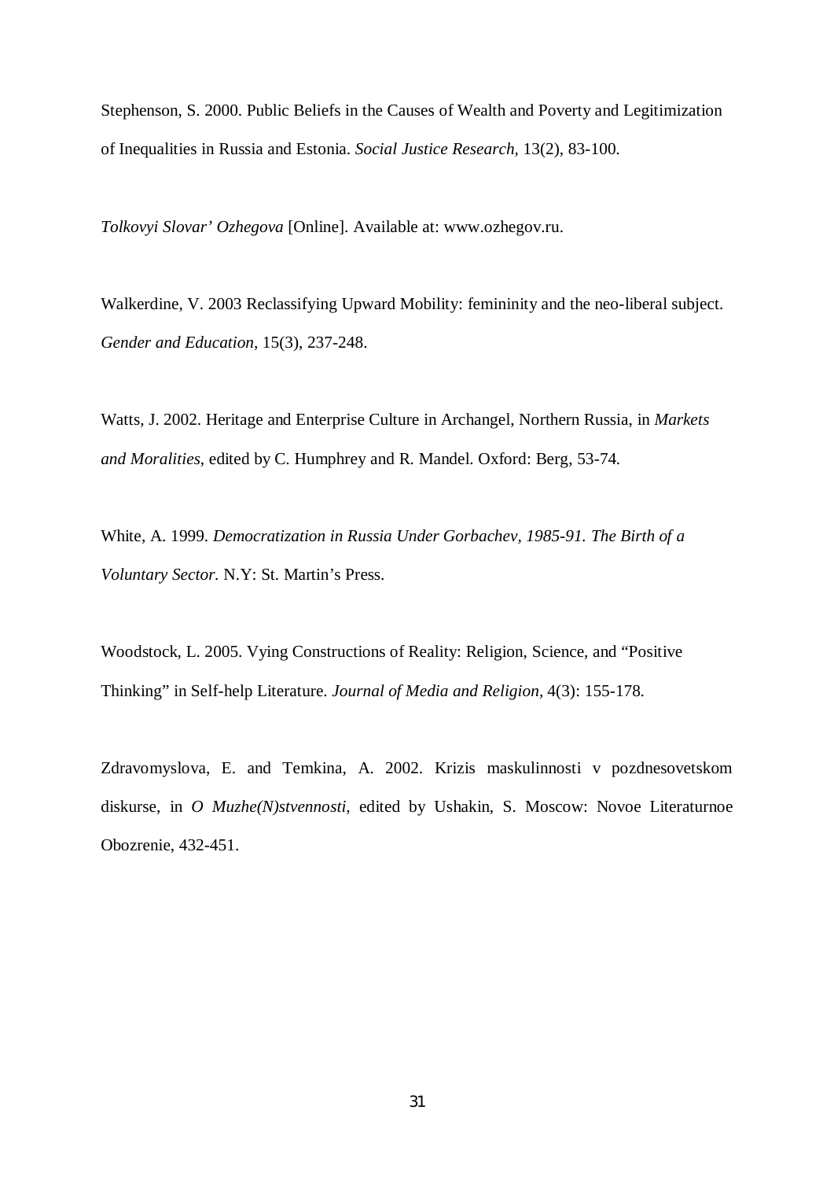Stephenson, S. 2000. Public Beliefs in the Causes of Wealth and Poverty and Legitimization of Inequalities in Russia and Estonia. *Social Justice Research,* 13(2), 83-100.

*Tolkovyi Slovar' Ozhegova* [Online]. Available at: www.ozhegov.ru.

Walkerdine, V. 2003 Reclassifying Upward Mobility: femininity and the neo-liberal subject. *Gender and Education*, 15(3), 237-248.

Watts, J. 2002. Heritage and Enterprise Culture in Archangel, Northern Russia, in *Markets and Moralities*, edited by C. Humphrey and R. Mandel. Oxford: Berg, 53-74.

White, A. 1999. *Democratization in Russia Under Gorbachev, 1985-91. The Birth of a Voluntary Sector.* N.Y: St. Martin's Press.

Woodstock, L. 2005. Vying Constructions of Reality: Religion, Science, and "Positive Thinking" in Self-help Literature. *Journal of Media and Religion,* 4(3): 155-178.

Zdravomyslova, E. and Temkina, A. 2002. Krizis maskulinnosti v pozdnesovetskom diskurse, in *O Muzhe(N)stvennosti*, edited by Ushakin, S. Moscow: Novoe Literaturnoe Obozrenie, 432-451.